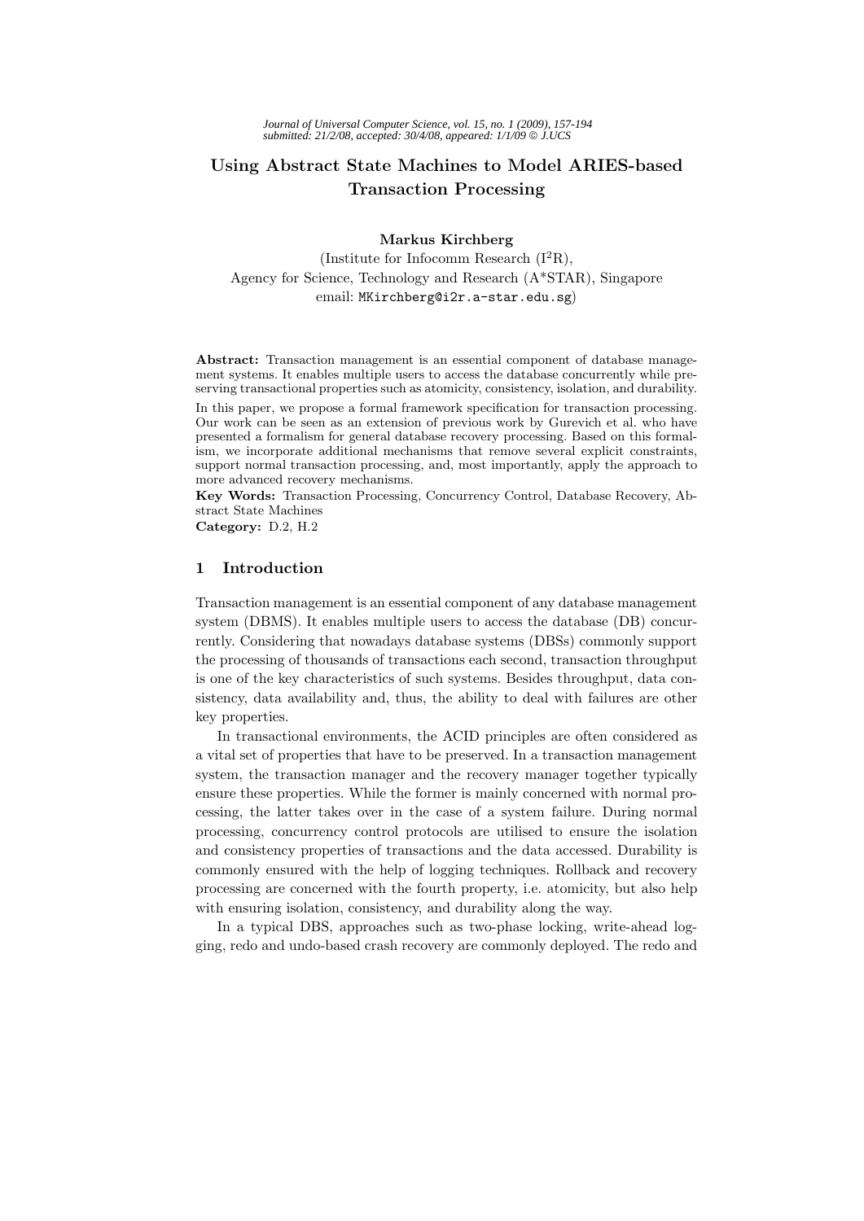# Using Abstract State Machines to Model ARIES-based Transaction Processing

**Markus Kirchberg**

(Institute for Infocomm Research (I$^2$R),
Agency for Science, Technology and Research (A*STAR), Singapore
email: MKirchberg@i2r.a-star.edu.sg)

**Abstract:** Transaction management is an essential component of database management systems. It enables multiple users to access the database concurrently while preserving transactional properties such as atomicity, consistency, isolation, and durability.

In this paper, we propose a formal framework specification for transaction processing. Our work can be seen as an extension of previous work by Gurevich et al. who have presented a formalism for general database recovery processing. Based on this formalism, we incorporate additional mechanisms that remove several explicit constraints, support normal transaction processing, and, most importantly, apply the approach to more advanced recovery mechanisms.

**Key Words:** Transaction Processing, Concurrency Control, Database Recovery, Abstract State Machines

**Category:** D.2, H.2

## 1 Introduction

Transaction management is an essential component of any database management system (DBMS). It enables multiple users to access the database (DB) concurrently. Considering that nowadays database systems (DBSs) commonly support the processing of thousands of transactions each second, transaction throughput is one of the key characteristics of such systems. Besides throughput, data consistency, data availability and, thus, the ability to deal with failures are other key properties.

In transactional environments, the ACID principles are often considered as a vital set of properties that have to be preserved. In a transaction management system, the transaction manager and the recovery manager together typically ensure these properties. While the former is mainly concerned with normal processing, the latter takes over in the case of a system failure. During normal processing, concurrency control protocols are utilised to ensure the isolation and consistency properties of transactions and the data accessed. Durability is commonly ensured with the help of logging techniques. Rollback and recovery processing are concerned with the fourth property, i.e. atomicity, but also help with ensuring isolation, consistency, and durability along the way.

In a typical DBS, approaches such as two-phase locking, write-ahead logging, redo and undo-based crash recovery are commonly deployed. The redo and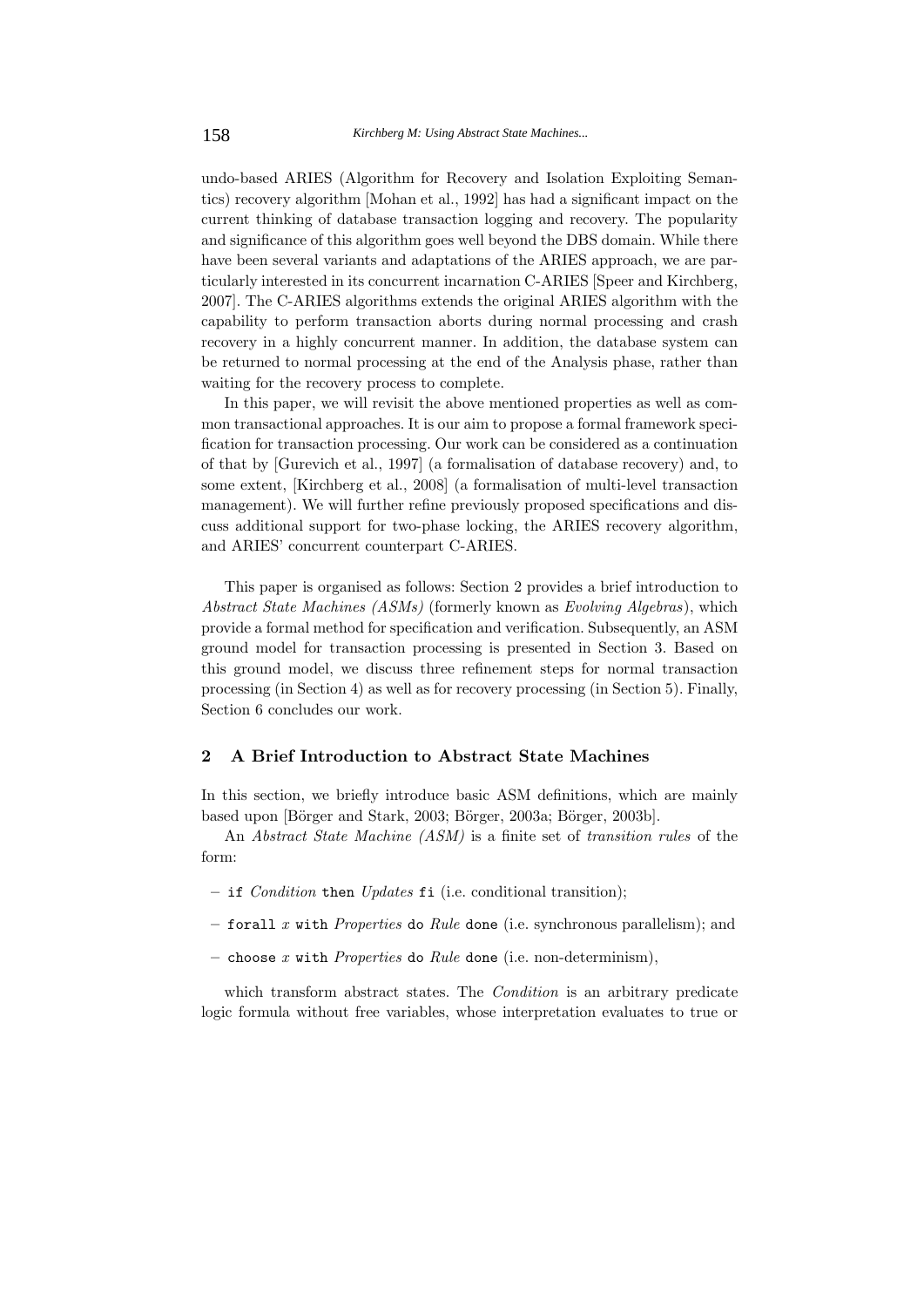undo-based ARIES (Algorithm for Recovery and Isolation Exploiting Semantics) recovery algorithm [Mohan et al., 1992] has had a significant impact on the current thinking of database transaction logging and recovery. The popularity and significance of this algorithm goes well beyond the DBS domain. While there have been several variants and adaptations of the ARIES approach, we are particularly interested in its concurrent incarnation C-ARIES [Speer and Kirchberg, 2007]. The C-ARIES algorithms extends the original ARIES algorithm with the capability to perform transaction aborts during normal processing and crash recovery in a highly concurrent manner. In addition, the database system can be returned to normal processing at the end of the Analysis phase, rather than waiting for the recovery process to complete.

In this paper, we will revisit the above mentioned properties as well as common transactional approaches. It is our aim to propose a formal framework specification for transaction processing. Our work can be considered as a continuation of that by [Gurevich et al., 1997] (a formalisation of database recovery) and, to some extent, [Kirchberg et al., 2008] (a formalisation of multi-level transaction management). We will further refine previously proposed specifications and discuss additional support for two-phase locking, the ARIES recovery algorithm, and ARIES' concurrent counterpart C-ARIES.

This paper is organised as follows: Section 2 provides a brief introduction to *Abstract State Machines (ASMs)* (formerly known as *Evolving Algebras*), which provide a formal method for specification and verification. Subsequently, an ASM ground model for transaction processing is presented in Section 3. Based on this ground model, we discuss three refinement steps for normal transaction processing (in Section 4) as well as for recovery processing (in Section 5). Finally, Section 6 concludes our work.

## 2 A Brief Introduction to Abstract State Machines

In this section, we briefly introduce basic ASM definitions, which are mainly based upon [Börger and Stark, 2003; Börger, 2003a; Börger, 2003b].

An *Abstract State Machine (ASM)* is a finite set of *transition rules* of the form:

- `if` *Condition* `then` *Updates* `fi` (i.e. conditional transition);
- `forall` $x$ `with` *Properties* `do` *Rule* `done` (i.e. synchronous parallelism); and
- `choose` $x$ `with` *Properties* `do` *Rule* `done` (i.e. non-determinism),

which transform abstract states. The *Condition* is an arbitrary predicate logic formula without free variables, whose interpretation evaluates to true or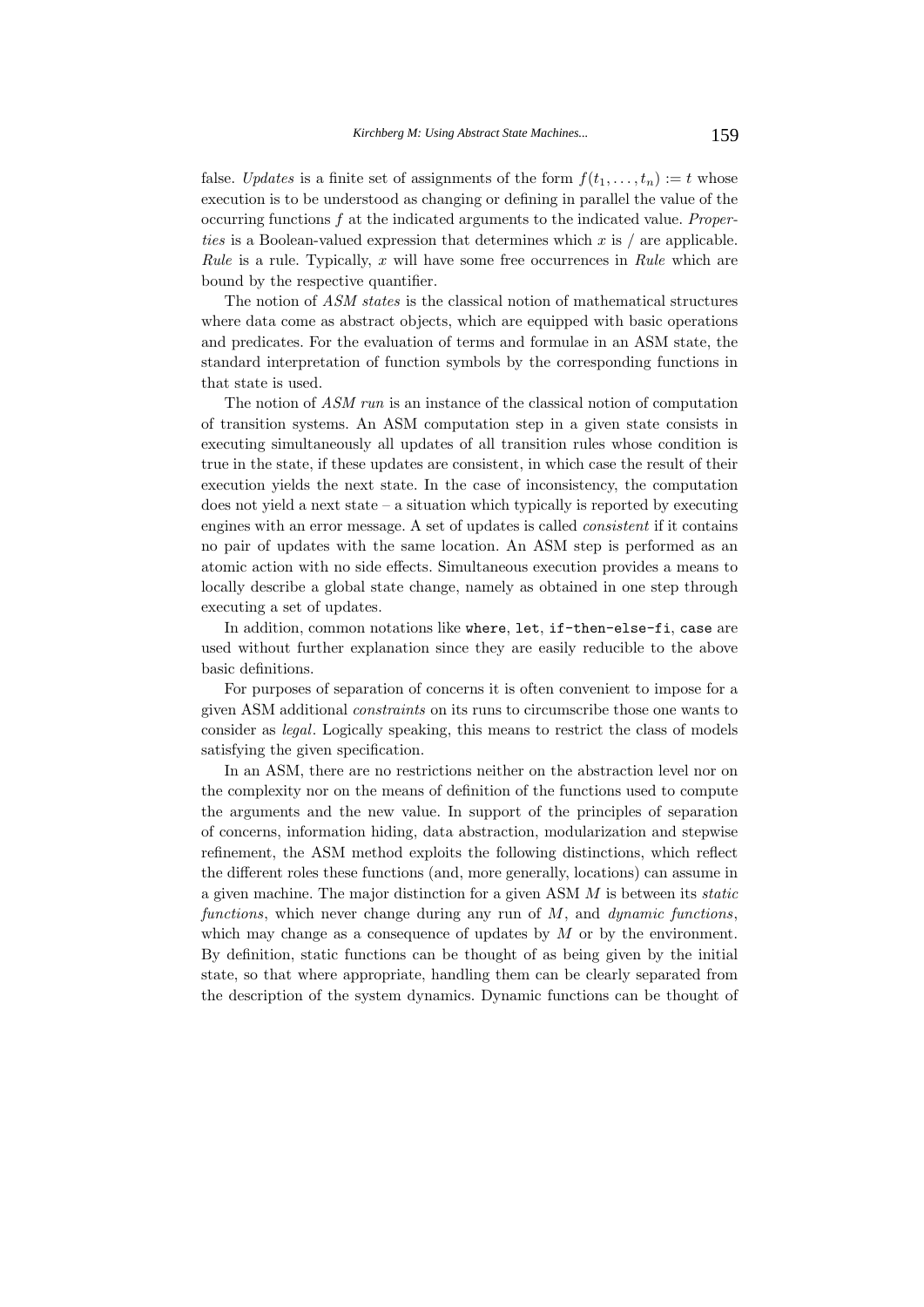false. *Updates* is a finite set of assignments of the form $f(t_1, \ldots, t_n) := t$ whose execution is to be understood as changing or defining in parallel the value of the occurring functions $f$ at the indicated arguments to the indicated value. *Properties* is a Boolean-valued expression that determines which $x$ is / are applicable. *Rule* is a rule. Typically, $x$ will have some free occurrences in *Rule* which are bound by the respective quantifier.

The notion of *ASM states* is the classical notion of mathematical structures where data come as abstract objects, which are equipped with basic operations and predicates. For the evaluation of terms and formulae in an ASM state, the standard interpretation of function symbols by the corresponding functions in that state is used.

The notion of *ASM run* is an instance of the classical notion of computation of transition systems. An ASM computation step in a given state consists in executing simultaneously all updates of all transition rules whose condition is true in the state, if these updates are consistent, in which case the result of their execution yields the next state. In the case of inconsistency, the computation does not yield a next state – a situation which typically is reported by executing engines with an error message. A set of updates is called *consistent* if it contains no pair of updates with the same location. An ASM step is performed as an atomic action with no side effects. Simultaneous execution provides a means to locally describe a global state change, namely as obtained in one step through executing a set of updates.

In addition, common notations like `where`, `let`, `if-then-else-fi`, `case` are used without further explanation since they are easily reducible to the above basic definitions.

For purposes of separation of concerns it is often convenient to impose for a given ASM additional *constraints* on its runs to circumscribe those one wants to consider as *legal*. Logically speaking, this means to restrict the class of models satisfying the given specification.

In an ASM, there are no restrictions neither on the abstraction level nor on the complexity nor on the means of definition of the functions used to compute the arguments and the new value. In support of the principles of separation of concerns, information hiding, data abstraction, modularization and stepwise refinement, the ASM method exploits the following distinctions, which reflect the different roles these functions (and, more generally, locations) can assume in a given machine. The major distinction for a given ASM $M$ is between its *static functions*, which never change during any run of $M$, and *dynamic functions*, which may change as a consequence of updates by $M$ or by the environment. By definition, static functions can be thought of as being given by the initial state, so that where appropriate, handling them can be clearly separated from the description of the system dynamics. Dynamic functions can be thought of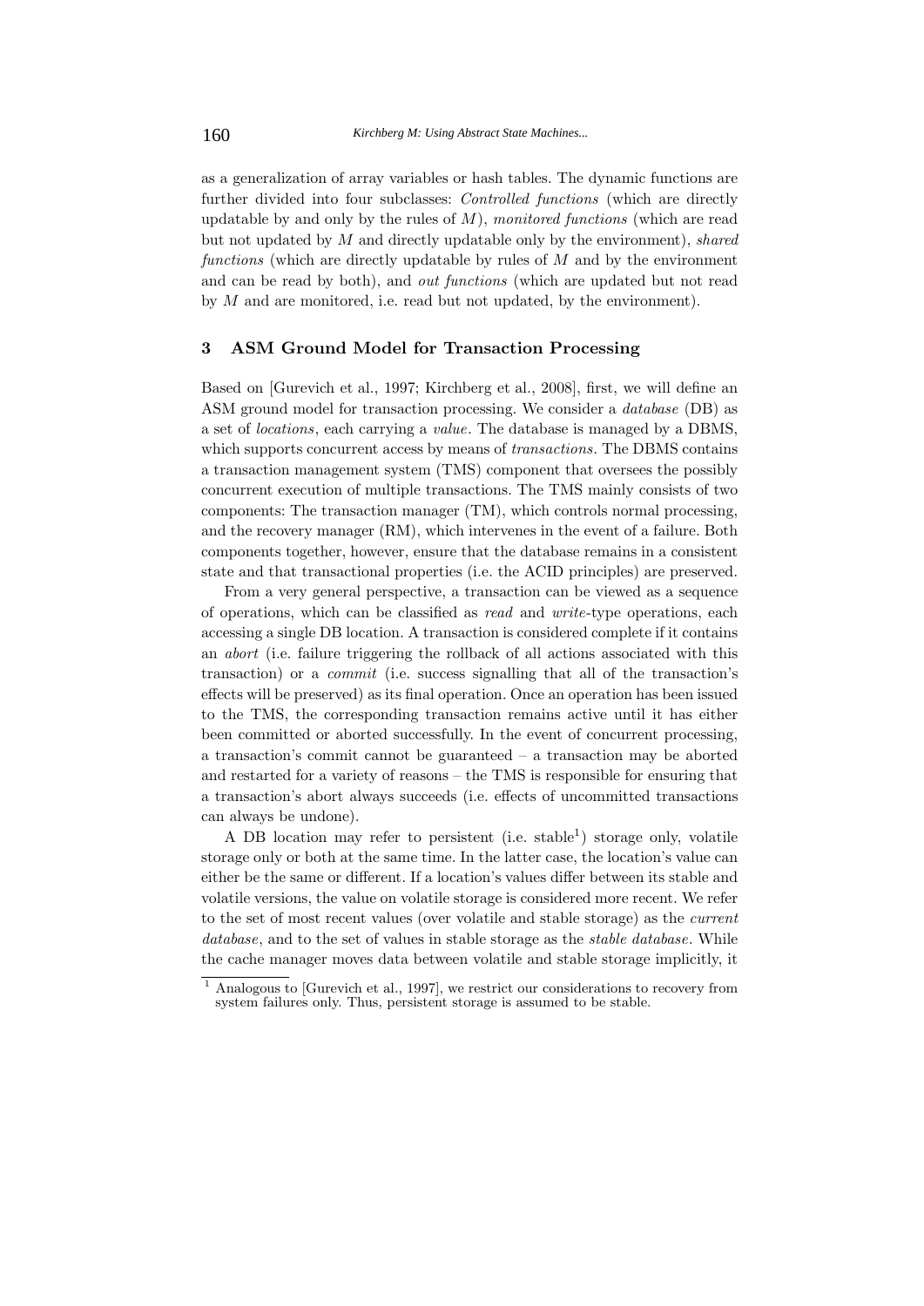as a generalization of array variables or hash tables. The dynamic functions are further divided into four subclasses: *Controlled functions* (which are directly updatable by and only by the rules of $M$), *monitored functions* (which are read but not updated by $M$ and directly updatable only by the environment), *shared functions* (which are directly updatable by rules of $M$ and by the environment and can be read by both), and *out functions* (which are updated but not read by $M$ and are monitored, i.e. read but not updated, by the environment).

## 3 ASM Ground Model for Transaction Processing

Based on [Gurevich et al., 1997; Kirchberg et al., 2008], first, we will define an ASM ground model for transaction processing. We consider a *database* (DB) as a set of *locations*, each carrying a *value*. The database is managed by a DBMS, which supports concurrent access by means of *transactions*. The DBMS contains a transaction management system (TMS) component that oversees the possibly concurrent execution of multiple transactions. The TMS mainly consists of two components: The transaction manager (TM), which controls normal processing, and the recovery manager (RM), which intervenes in the event of a failure. Both components together, however, ensure that the database remains in a consistent state and that transactional properties (i.e. the ACID principles) are preserved.

From a very general perspective, a transaction can be viewed as a sequence of operations, which can be classified as *read* and *write*-type operations, each accessing a single DB location. A transaction is considered complete if it contains an *abort* (i.e. failure triggering the rollback of all actions associated with this transaction) or a *commit* (i.e. success signalling that all of the transaction's effects will be preserved) as its final operation. Once an operation has been issued to the TMS, the corresponding transaction remains active until it has either been committed or aborted successfully. In the event of concurrent processing, a transaction's commit cannot be guaranteed – a transaction may be aborted and restarted for a variety of reasons – the TMS is responsible for ensuring that a transaction's abort always succeeds (i.e. effects of uncommitted transactions can always be undone).

A DB location may refer to persistent (i.e. stable[1]) storage only, volatile storage only or both at the same time. In the latter case, the location's value can either be the same or different. If a location's values differ between its stable and volatile versions, the value on volatile storage is considered more recent. We refer to the set of most recent values (over volatile and stable storage) as the *current database*, and to the set of values in stable storage as the *stable database*. While the cache manager moves data between volatile and stable storage implicitly, it

[1] Analogous to [Gurevich et al., 1997], we restrict our considerations to recovery from system failures only. Thus, persistent storage is assumed to be stable.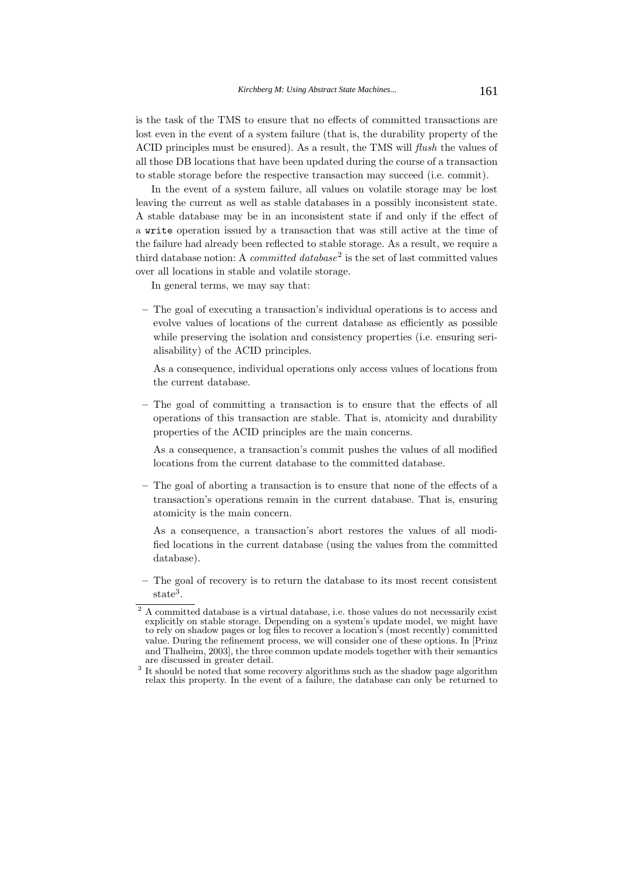is the task of the TMS to ensure that no effects of committed transactions are lost even in the event of a system failure (that is, the durability property of the ACID principles must be ensured). As a result, the TMS will *flush* the values of all those DB locations that have been updated during the course of a transaction to stable storage before the respective transaction may succeed (i.e. commit).

In the event of a system failure, all values on volatile storage may be lost leaving the current as well as stable databases in a possibly inconsistent state. A stable database may be in an inconsistent state if and only if the effect of a `write` operation issued by a transaction that was still active at the time of the failure had already been reflected to stable storage. As a result, we require a third database notion: A *committed database*[2] is the set of last committed values over all locations in stable and volatile storage.

In general terms, we may say that:

– The goal of executing a transaction's individual operations is to access and evolve values of locations of the current database as efficiently as possible while preserving the isolation and consistency properties (i.e. ensuring serialisability) of the ACID principles.

  As a consequence, individual operations only access values of locations from the current database.

– The goal of committing a transaction is to ensure that the effects of all operations of this transaction are stable. That is, atomicity and durability properties of the ACID principles are the main concerns.

  As a consequence, a transaction's commit pushes the values of all modified locations from the current database to the committed database.

– The goal of aborting a transaction is to ensure that none of the effects of a transaction's operations remain in the current database. That is, ensuring atomicity is the main concern.

  As a consequence, a transaction's abort restores the values of all modified locations in the current database (using the values from the committed database).

– The goal of recovery is to return the database to its most recent consistent state[3].

---

[2] A committed database is a virtual database, i.e. those values do not necessarily exist explicitly on stable storage. Depending on a system's update model, we might have to rely on shadow pages or log files to recover a location's (most recently) committed value. During the refinement process, we will consider one of these options. In [Prinz and Thalheim, 2003], the three common update models together with their semantics are discussed in greater detail.

[3] It should be noted that some recovery algorithms such as the shadow page algorithm relax this property. In the event of a failure, the database can only be returned to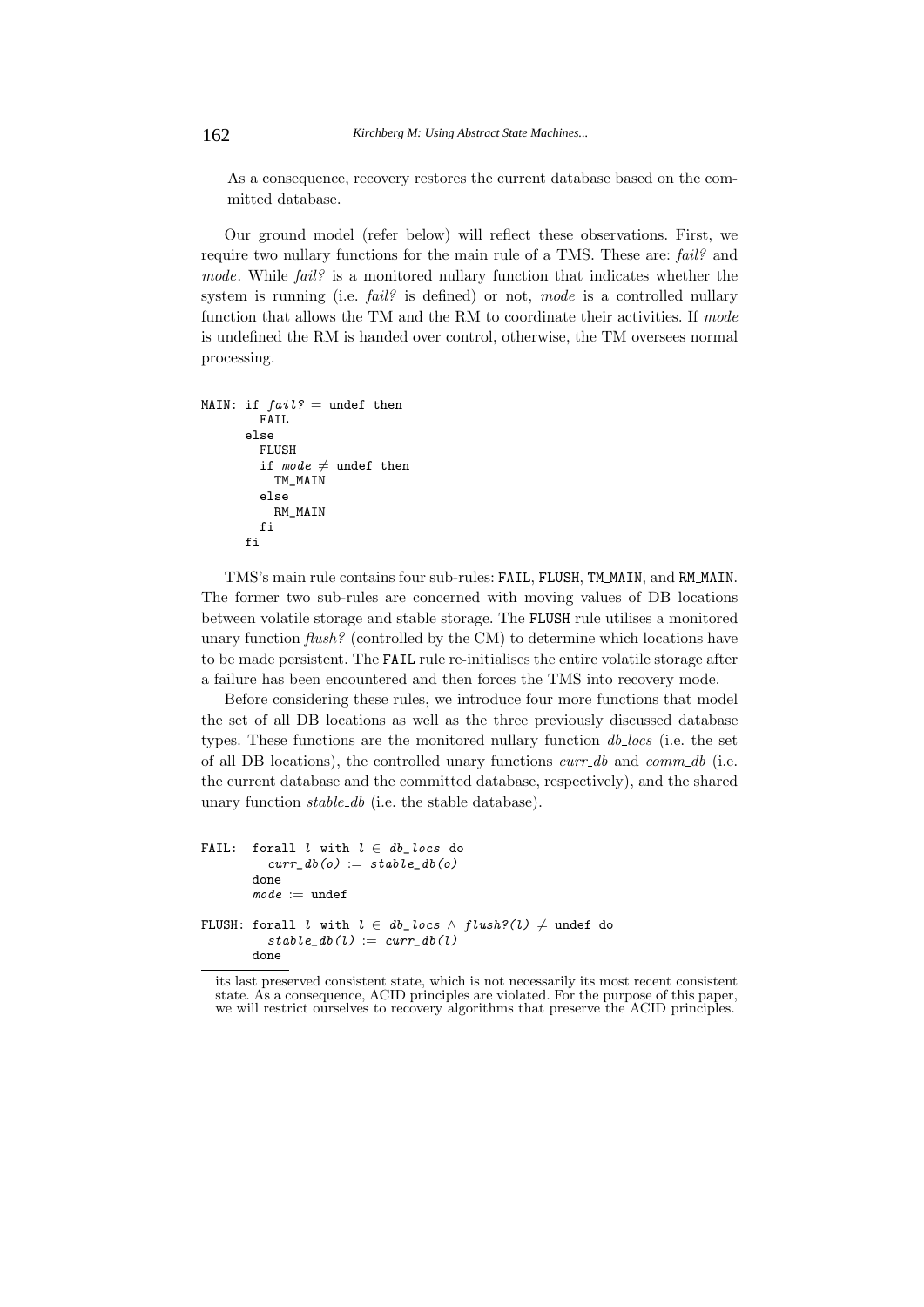As a consequence, recovery restores the current database based on the committed database.

Our ground model (refer below) will reflect these observations. First, we require two nullary functions for the main rule of a TMS. These are: *fail?* and *mode*. While *fail?* is a monitored nullary function that indicates whether the system is running (i.e. *fail?* is defined) or not, *mode* is a controlled nullary function that allows the TM and the RM to coordinate their activities. If *mode* is undefined the RM is handed over control, otherwise, the TM oversees normal processing.

```
MAIN: if fail? = undef then
        FAIL
      else
        FLUSH
        if mode ≠ undef then
          TM_MAIN
        else
          RM_MAIN
        fi
      fi
```

TMS's main rule contains four sub-rules: FAIL, FLUSH, TM_MAIN, and RM_MAIN. The former two sub-rules are concerned with moving values of DB locations between volatile storage and stable storage. The FLUSH rule utilises a monitored unary function *flush?* (controlled by the CM) to determine which locations have to be made persistent. The FAIL rule re-initialises the entire volatile storage after a failure has been encountered and then forces the TMS into recovery mode.

Before considering these rules, we introduce four more functions that model the set of all DB locations as well as the three previously discussed database types. These functions are the monitored nullary function *db_locs* (i.e. the set of all DB locations), the controlled unary functions *curr_db* and *comm_db* (i.e. the current database and the committed database, respectively), and the shared unary function *stable_db* (i.e. the stable database).

```
FAIL:  forall l with l ∈ db_locs do
         curr_db(o) := stable_db(o)
       done
       mode := undef

FLUSH: forall l with l ∈ db_locs ∧ flush?(l) ≠ undef do
         stable_db(l) := curr_db(l)
       done
```

its last preserved consistent state, which is not necessarily its most recent consistent state. As a consequence, ACID principles are violated. For the purpose of this paper, we will restrict ourselves to recovery algorithms that preserve the ACID principles.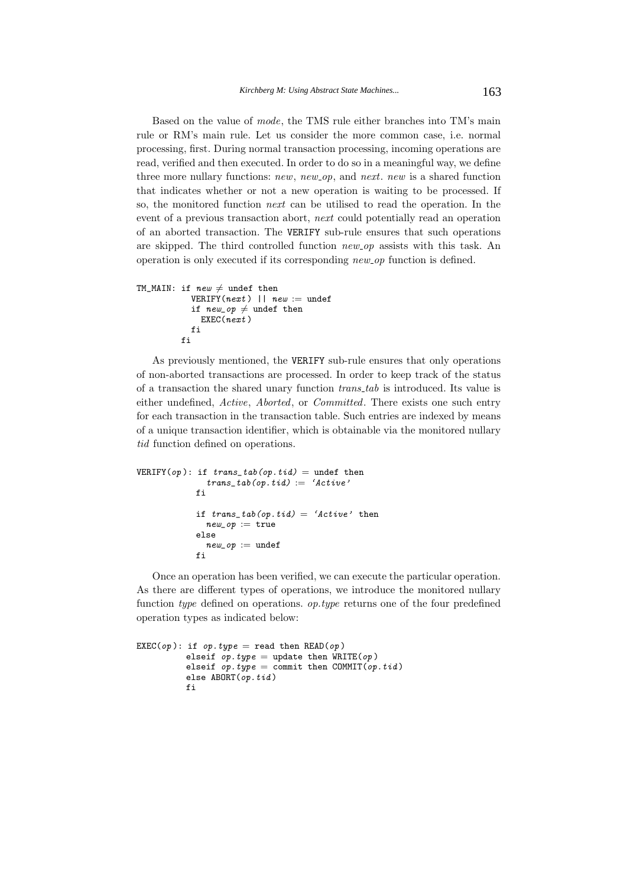Based on the value of *mode*, the TMS rule either branches into TM's main rule or RM's main rule. Let us consider the more common case, i.e. normal processing, first. During normal transaction processing, incoming operations are read, verified and then executed. In order to do so in a meaningful way, we define three more nullary functions: *new*, *new_op*, and *next*. *new* is a shared function that indicates whether or not a new operation is waiting to be processed. If so, the monitored function *next* can be utilised to read the operation. In the event of a previous transaction abort, *next* could potentially read an operation of an aborted transaction. The VERIFY sub-rule ensures that such operations are skipped. The third controlled function *new_op* assists with this task. An operation is only executed if its corresponding *new_op* function is defined.

```
TM_MAIN: if new ≠ undef then
           VERIFY(next) || new := undef
           if new_op ≠ undef then
             EXEC(next)
           fi
         fi
```

As previously mentioned, the VERIFY sub-rule ensures that only operations of non-aborted transactions are processed. In order to keep track of the status of a transaction the shared unary function *trans_tab* is introduced. Its value is either undefined, *Active*, *Aborted*, or *Committed*. There exists one such entry for each transaction in the transaction table. Such entries are indexed by means of a unique transaction identifier, which is obtainable via the monitored nullary *tid* function defined on operations.

```
VERIFY(op): if trans_tab(op.tid) = undef then
              trans_tab(op.tid) := 'Active'
            fi

            if trans_tab(op.tid) = 'Active' then
              new_op := true
            else
              new_op := undef
            fi
```

Once an operation has been verified, we can execute the particular operation. As there are different types of operations, we introduce the monitored nullary function *type* defined on operations. *op.type* returns one of the four predefined operation types as indicated below:

```
EXEC(op): if op.type = read then READ(op)
          elseif op.type = update then WRITE(op)
          elseif op.type = commit then COMMIT(op.tid)
          else ABORT(op.tid)
          fi
```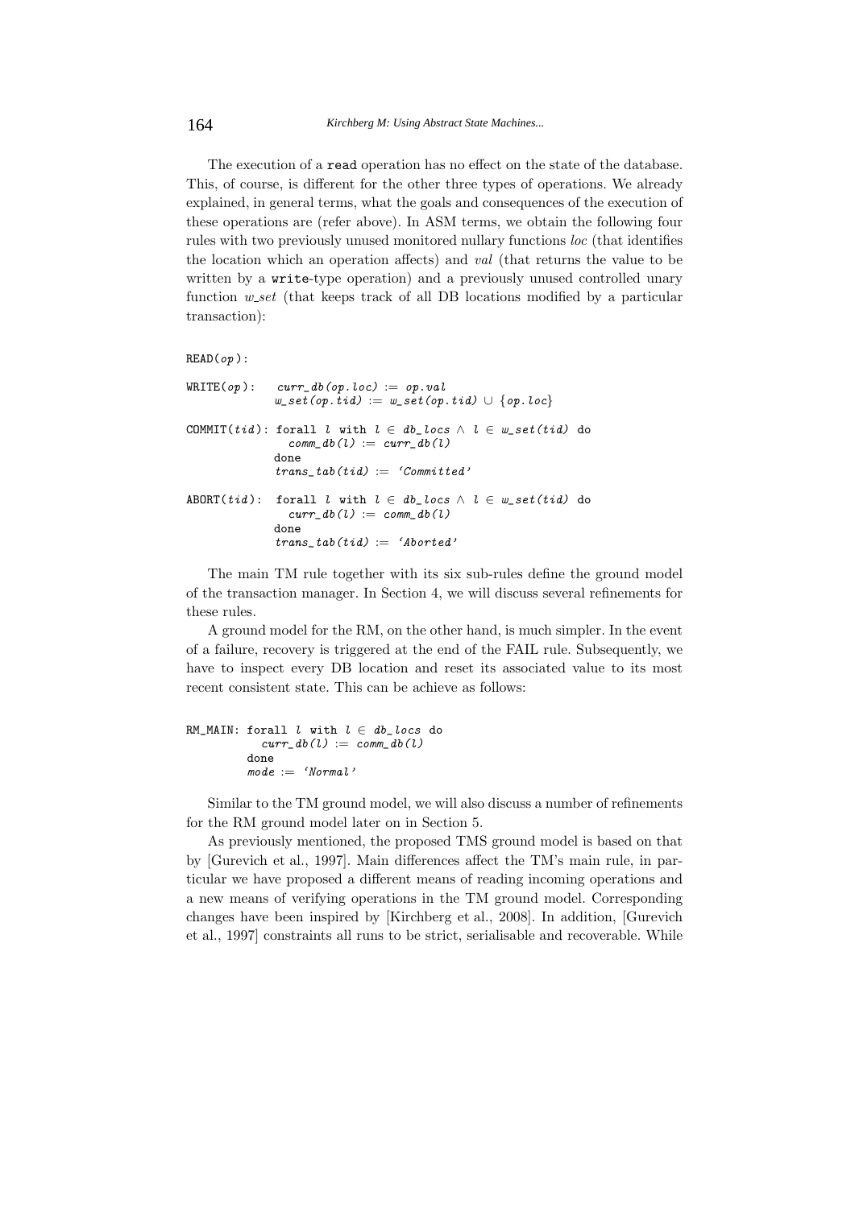The execution of a read operation has no effect on the state of the database. This, of course, is different for the other three types of operations. We already explained, in general terms, what the goals and consequences of the execution of these operations are (refer above). In ASM terms, we obtain the following four rules with two previously unused monitored nullary functions *loc* (that identifies the location which an operation affects) and *val* (that returns the value to be written by a write-type operation) and a previously unused controlled unary function *w_set* (that keeps track of all DB locations modified by a particular transaction):

```
READ(op):

WRITE(op):   curr_db(op.loc) := op.val
             w_set(op.tid) := w_set(op.tid) ∪ {op.loc}

COMMIT(tid): forall l with l ∈ db_locs ∧ l ∈ w_set(tid) do
               comm_db(l) := curr_db(l)
             done
             trans_tab(tid) := 'Committed'

ABORT(tid):  forall l with l ∈ db_locs ∧ l ∈ w_set(tid) do
               curr_db(l) := comm_db(l)
             done
             trans_tab(tid) := 'Aborted'
```

The main TM rule together with its six sub-rules define the ground model of the transaction manager. In Section 4, we will discuss several refinements for these rules.

A ground model for the RM, on the other hand, is much simpler. In the event of a failure, recovery is triggered at the end of the FAIL rule. Subsequently, we have to inspect every DB location and reset its associated value to its most recent consistent state. This can be achieve as follows:

```
RM_MAIN: forall l with l ∈ db_locs do
           curr_db(l) := comm_db(l)
         done
         mode := 'Normal'
```

Similar to the TM ground model, we will also discuss a number of refinements for the RM ground model later on in Section 5.

As previously mentioned, the proposed TMS ground model is based on that by [Gurevich et al., 1997]. Main differences affect the TM's main rule, in particular we have proposed a different means of reading incoming operations and a new means of verifying operations in the TM ground model. Corresponding changes have been inspired by [Kirchberg et al., 2008]. In addition, [Gurevich et al., 1997] constraints all runs to be strict, serialisable and recoverable. While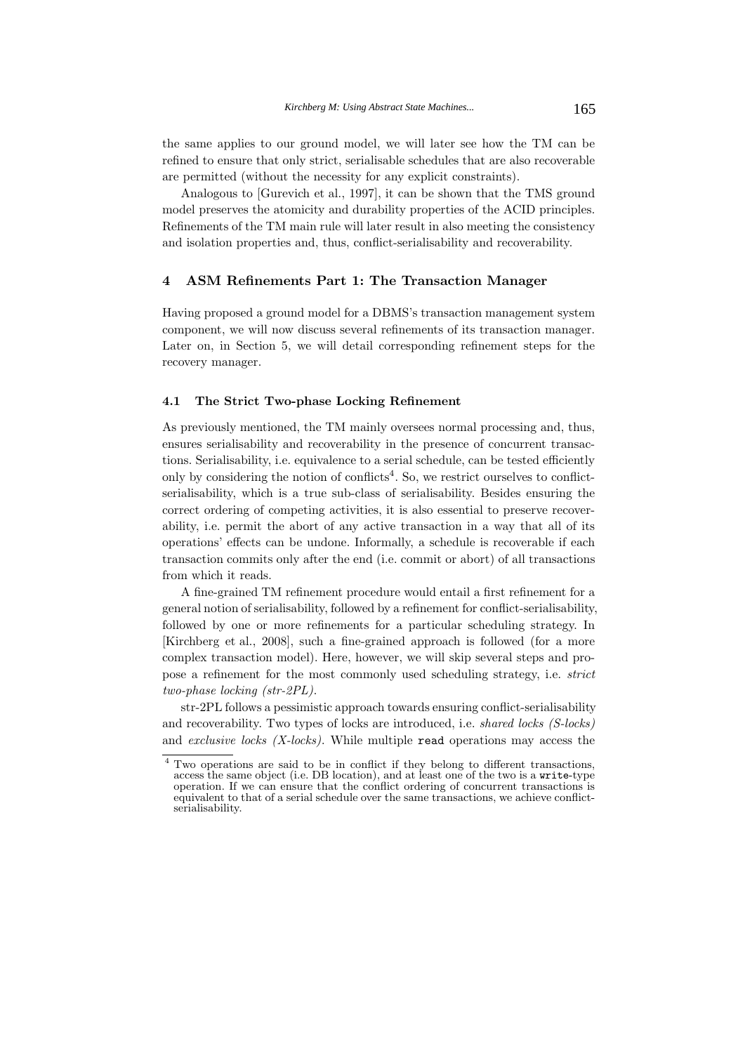the same applies to our ground model, we will later see how the TM can be refined to ensure that only strict, serialisable schedules that are also recoverable are permitted (without the necessity for any explicit constraints).

Analogous to [Gurevich et al., 1997], it can be shown that the TMS ground model preserves the atomicity and durability properties of the ACID principles. Refinements of the TM main rule will later result in also meeting the consistency and isolation properties and, thus, conflict-serialisability and recoverability.

## 4 ASM Refinements Part 1: The Transaction Manager

Having proposed a ground model for a DBMS's transaction management system component, we will now discuss several refinements of its transaction manager. Later on, in Section 5, we will detail corresponding refinement steps for the recovery manager.

### 4.1 The Strict Two-phase Locking Refinement

As previously mentioned, the TM mainly oversees normal processing and, thus, ensures serialisability and recoverability in the presence of concurrent transactions. Serialisability, i.e. equivalence to a serial schedule, can be tested efficiently only by considering the notion of conflicts[4]. So, we restrict ourselves to conflict-serialisability, which is a true sub-class of serialisability. Besides ensuring the correct ordering of competing activities, it is also essential to preserve recoverability, i.e. permit the abort of any active transaction in a way that all of its operations' effects can be undone. Informally, a schedule is recoverable if each transaction commits only after the end (i.e. commit or abort) of all transactions from which it reads.

A fine-grained TM refinement procedure would entail a first refinement for a general notion of serialisability, followed by a refinement for conflict-serialisability, followed by one or more refinements for a particular scheduling strategy. In [Kirchberg et al., 2008], such a fine-grained approach is followed (for a more complex transaction model). Here, however, we will skip several steps and propose a refinement for the most commonly used scheduling strategy, i.e. *strict two-phase locking (str-2PL)*.

str-2PL follows a pessimistic approach towards ensuring conflict-serialisability and recoverability. Two types of locks are introduced, i.e. *shared locks (S-locks)* and *exclusive locks (X-locks)*. While multiple `read` operations may access the

[4] Two operations are said to be in conflict if they belong to different transactions, access the same object (i.e. DB location), and at least one of the two is a `write`-type operation. If we can ensure that the conflict ordering of concurrent transactions is equivalent to that of a serial schedule over the same transactions, we achieve conflict-serialisability.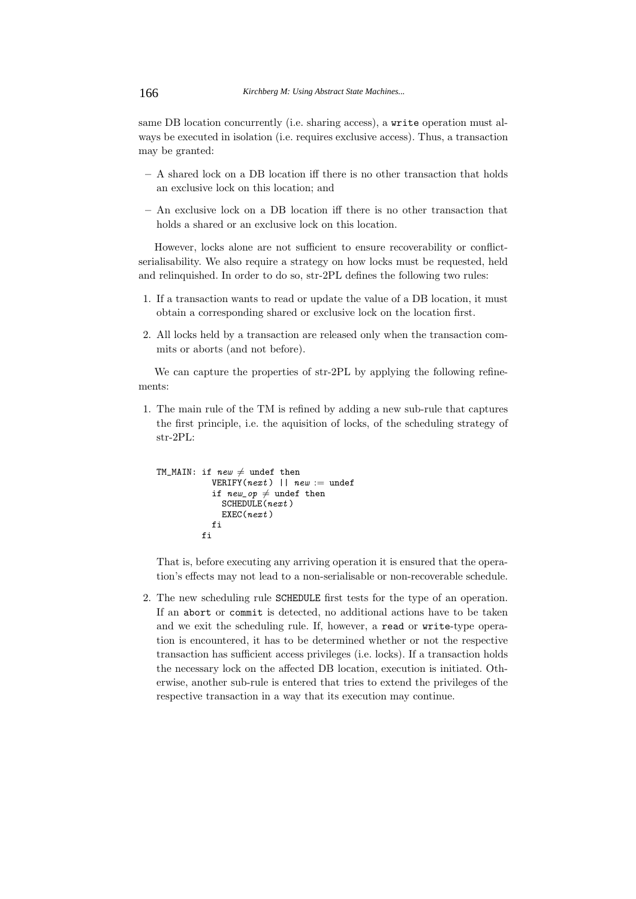same DB location concurrently (i.e. sharing access), a `write` operation must always be executed in isolation (i.e. requires exclusive access). Thus, a transaction may be granted:

- A shared lock on a DB location iff there is no other transaction that holds an exclusive lock on this location; and
- An exclusive lock on a DB location iff there is no other transaction that holds a shared or an exclusive lock on this location.

However, locks alone are not sufficient to ensure recoverability or conflict-serialisability. We also require a strategy on how locks must be requested, held and relinquished. In order to do so, str-2PL defines the following two rules:

1. If a transaction wants to read or update the value of a DB location, it must obtain a corresponding shared or exclusive lock on the location first.
2. All locks held by a transaction are released only when the transaction commits or aborts (and not before).

We can capture the properties of str-2PL by applying the following refinements:

1. The main rule of the TM is refined by adding a new sub-rule that captures the first principle, i.e. the aquisition of locks, of the scheduling strategy of str-2PL:

```
TM_MAIN: if new ≠ undef then
           VERIFY(next) || new := undef
           if new_op ≠ undef then
             SCHEDULE(next)
             EXEC(next)
           fi
         fi
```

   That is, before executing any arriving operation it is ensured that the operation's effects may not lead to a non-serialisable or non-recoverable schedule.

2. The new scheduling rule `SCHEDULE` first tests for the type of an operation. If an `abort` or `commit` is detected, no additional actions have to be taken and we exit the scheduling rule. If, however, a `read` or `write`-type operation is encountered, it has to be determined whether or not the respective transaction has sufficient access privileges (i.e. locks). If a transaction holds the necessary lock on the affected DB location, execution is initiated. Otherwise, another sub-rule is entered that tries to extend the privileges of the respective transaction in a way that its execution may continue.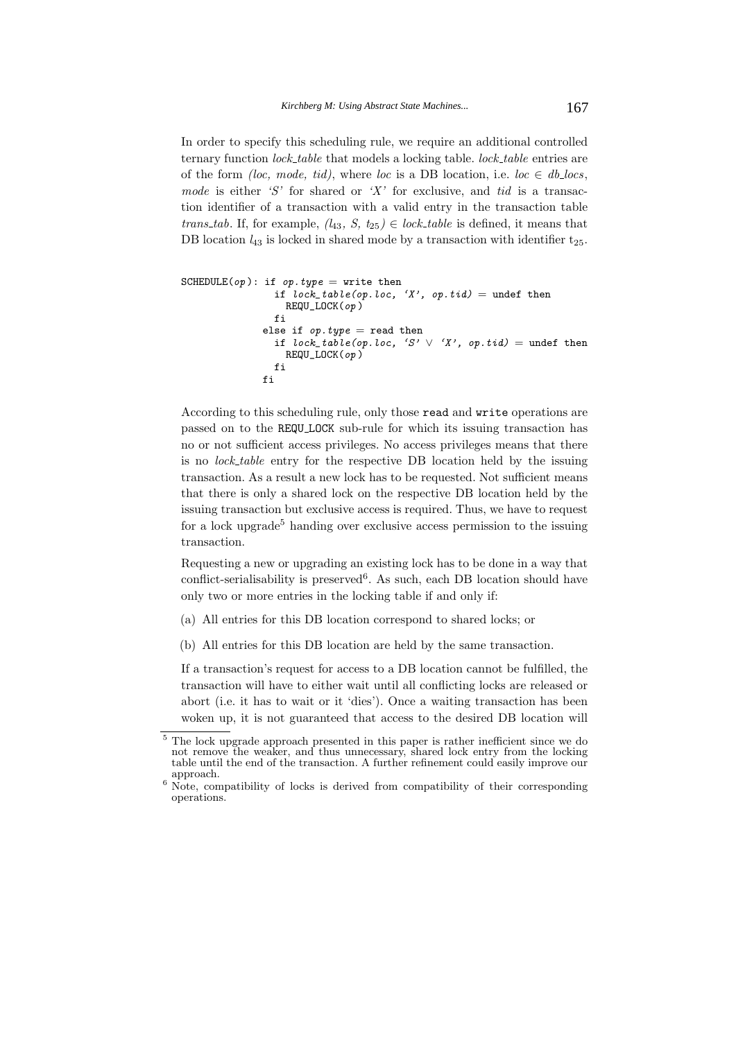In order to specify this scheduling rule, we require an additional controlled ternary function *lock_table* that models a locking table. *lock_table* entries are of the form *(loc, mode, tid)*, where *loc* is a DB location, i.e. $loc \in db\_locs$, *mode* is either *'S'* for shared or *'X'* for exclusive, and *tid* is a transaction identifier of a transaction with a valid entry in the transaction table *trans_tab*. If, for example, $(l_{43}, S, t_{25}) \in lock\_table$ is defined, it means that DB location $l_{43}$ is locked in shared mode by a transaction with identifier $t_{25}$.

```
SCHEDULE(op): if op.type = write then
                if lock_table(op.loc, 'X', op.tid) = undef then
                  REQU_LOCK(op)
                fi
              else if op.type = read then
                if lock_table(op.loc, 'S' ∨ 'X', op.tid) = undef then
                  REQU_LOCK(op)
                fi
              fi
```

According to this scheduling rule, only those read and write operations are passed on to the REQU_LOCK sub-rule for which its issuing transaction has no or not sufficient access privileges. No access privileges means that there is no *lock_table* entry for the respective DB location held by the issuing transaction. As a result a new lock has to be requested. Not sufficient means that there is only a shared lock on the respective DB location held by the issuing transaction but exclusive access is required. Thus, we have to request for a lock upgrade[5] handing over exclusive access permission to the issuing transaction.

Requesting a new or upgrading an existing lock has to be done in a way that conflict-serialisability is preserved[6]. As such, each DB location should have only two or more entries in the locking table if and only if:

(a) All entries for this DB location correspond to shared locks; or

(b) All entries for this DB location are held by the same transaction.

If a transaction's request for access to a DB location cannot be fulfilled, the transaction will have to either wait until all conflicting locks are released or abort (i.e. it has to wait or it 'dies'). Once a waiting transaction has been woken up, it is not guaranteed that access to the desired DB location will

[5] The lock upgrade approach presented in this paper is rather inefficient since we do not remove the weaker, and thus unnecessary, shared lock entry from the locking table until the end of the transaction. A further refinement could easily improve our approach.

[6] Note, compatibility of locks is derived from compatibility of their corresponding operations.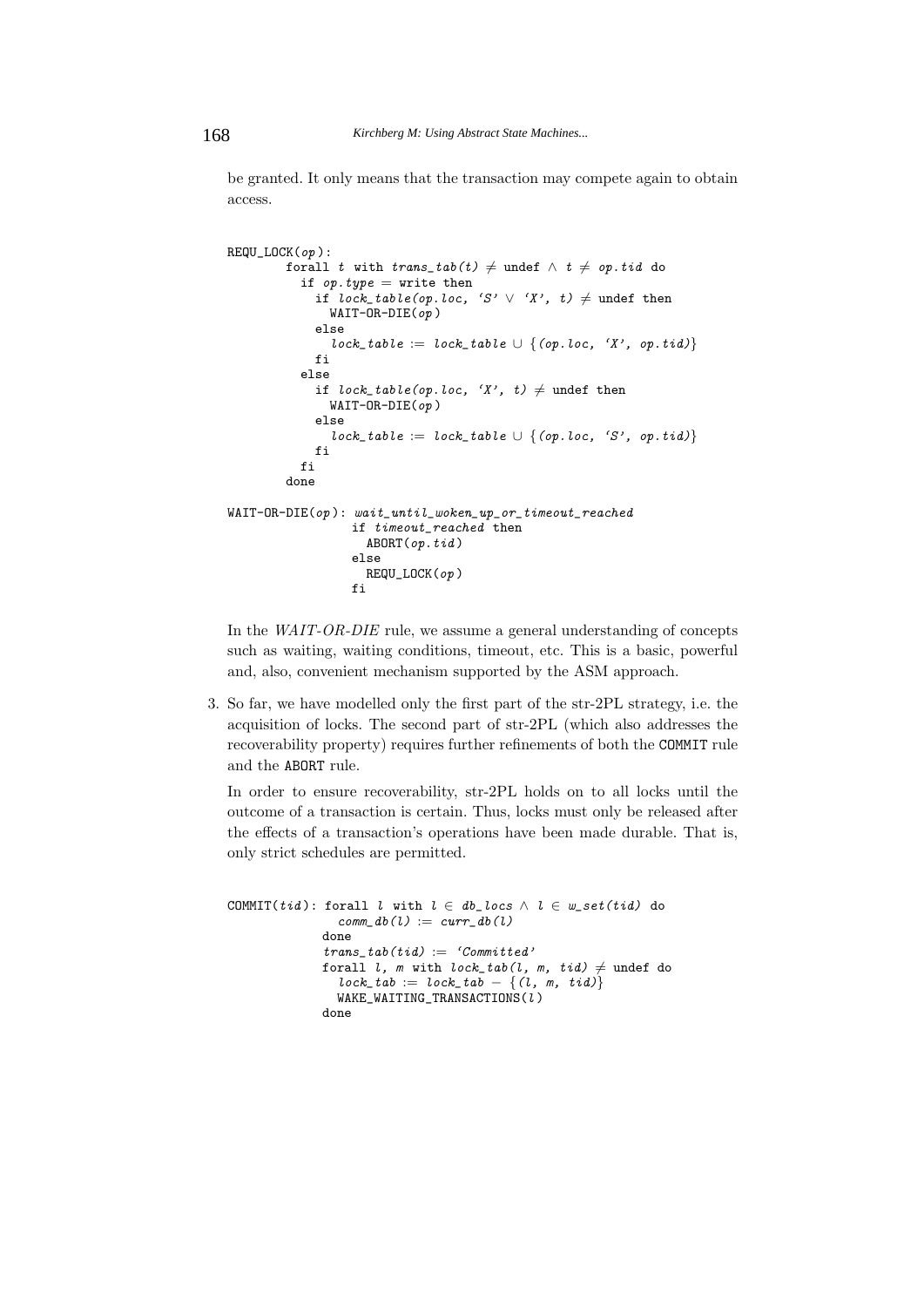be granted. It only means that the transaction may compete again to obtain access.

```
REQU_LOCK(op):
        forall t with trans_tab(t) ≠ undef ∧ t ≠ op.tid do
          if op.type = write then
            if lock_table(op.loc, 'S' ∨ 'X', t) ≠ undef then
              WAIT-OR-DIE(op)
            else
              lock_table := lock_table ∪ {(op.loc, 'X', op.tid)}
            fi
          else
            if lock_table(op.loc, 'X', t) ≠ undef then
              WAIT-OR-DIE(op)
            else
              lock_table := lock_table ∪ {(op.loc, 'S', op.tid)}
            fi
          fi
        done

WAIT-OR-DIE(op): wait_until_woken_up_or_timeout_reached
                 if timeout_reached then
                   ABORT(op.tid)
                 else
                   REQU_LOCK(op)
                 fi
```

In the *WAIT-OR-DIE* rule, we assume a general understanding of concepts such as waiting, waiting conditions, timeout, etc. This is a basic, powerful and, also, convenient mechanism supported by the ASM approach.

3. So far, we have modelled only the first part of the str-2PL strategy, i.e. the acquisition of locks. The second part of str-2PL (which also addresses the recoverability property) requires further refinements of both the COMMIT rule and the ABORT rule.

   In order to ensure recoverability, str-2PL holds on to all locks until the outcome of a transaction is certain. Thus, locks must only be released after the effects of a transaction's operations have been made durable. That is, only strict schedules are permitted.

```
COMMIT(tid): forall l with l ∈ db_locs ∧ l ∈ w_set(tid) do
               comm_db(l) := curr_db(l)
             done
             trans_tab(tid) := 'Committed'
             forall l, m with lock_tab(l, m, tid) ≠ undef do
               lock_tab := lock_tab − {(l, m, tid)}
               WAKE_WAITING_TRANSACTIONS(l)
             done
```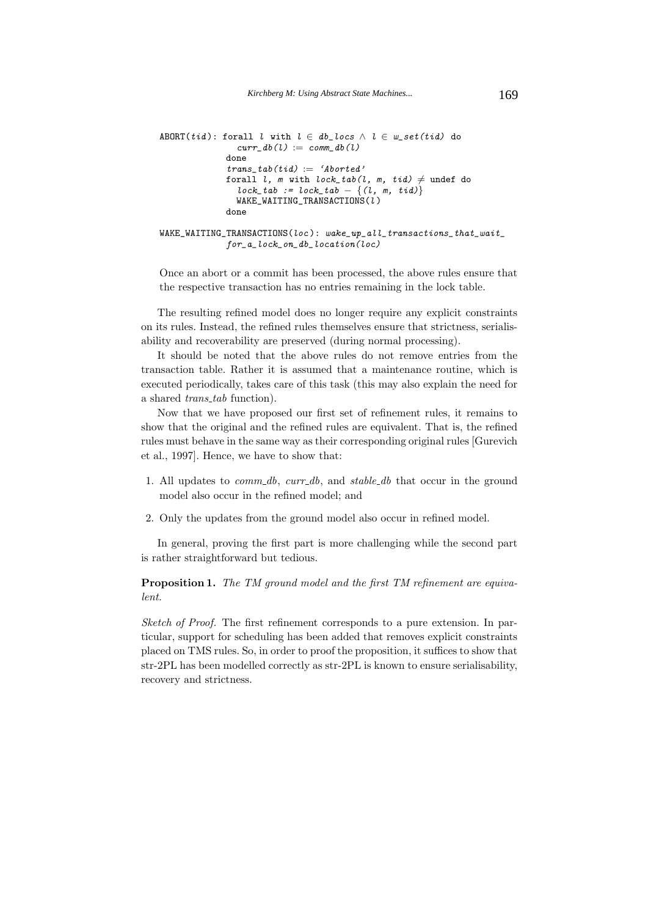```
ABORT(tid): forall l with l ∈ db_locs ∧ l ∈ w_set(tid) do
               curr_db(l) := comm_db(l)
            done
            trans_tab(tid) := 'Aborted'
            forall l, m with lock_tab(l, m, tid) ≠ undef do
               lock_tab := lock_tab − {(l, m, tid)}
               WAKE_WAITING_TRANSACTIONS(l)
            done

WAKE_WAITING_TRANSACTIONS(loc): wake_up_all_transactions_that_wait_
            for_a_lock_on_db_location(loc)
```

Once an abort or a commit has been processed, the above rules ensure that the respective transaction has no entries remaining in the lock table.

The resulting refined model does no longer require any explicit constraints on its rules. Instead, the refined rules themselves ensure that strictness, serialisability and recoverability are preserved (during normal processing).

It should be noted that the above rules do not remove entries from the transaction table. Rather it is assumed that a maintenance routine, which is executed periodically, takes care of this task (this may also explain the need for a shared *trans_tab* function).

Now that we have proposed our first set of refinement rules, it remains to show that the original and the refined rules are equivalent. That is, the refined rules must behave in the same way as their corresponding original rules [Gurevich et al., 1997]. Hence, we have to show that:

1. All updates to *comm_db*, *curr_db*, and *stable_db* that occur in the ground model also occur in the refined model; and
2. Only the updates from the ground model also occur in refined model.

In general, proving the first part is more challenging while the second part is rather straightforward but tedious.

**Proposition 1.** *The TM ground model and the first TM refinement are equivalent.*

*Sketch of Proof.* The first refinement corresponds to a pure extension. In particular, support for scheduling has been added that removes explicit constraints placed on TMS rules. So, in order to proof the proposition, it suffices to show that str-2PL has been modelled correctly as str-2PL is known to ensure serialisability, recovery and strictness.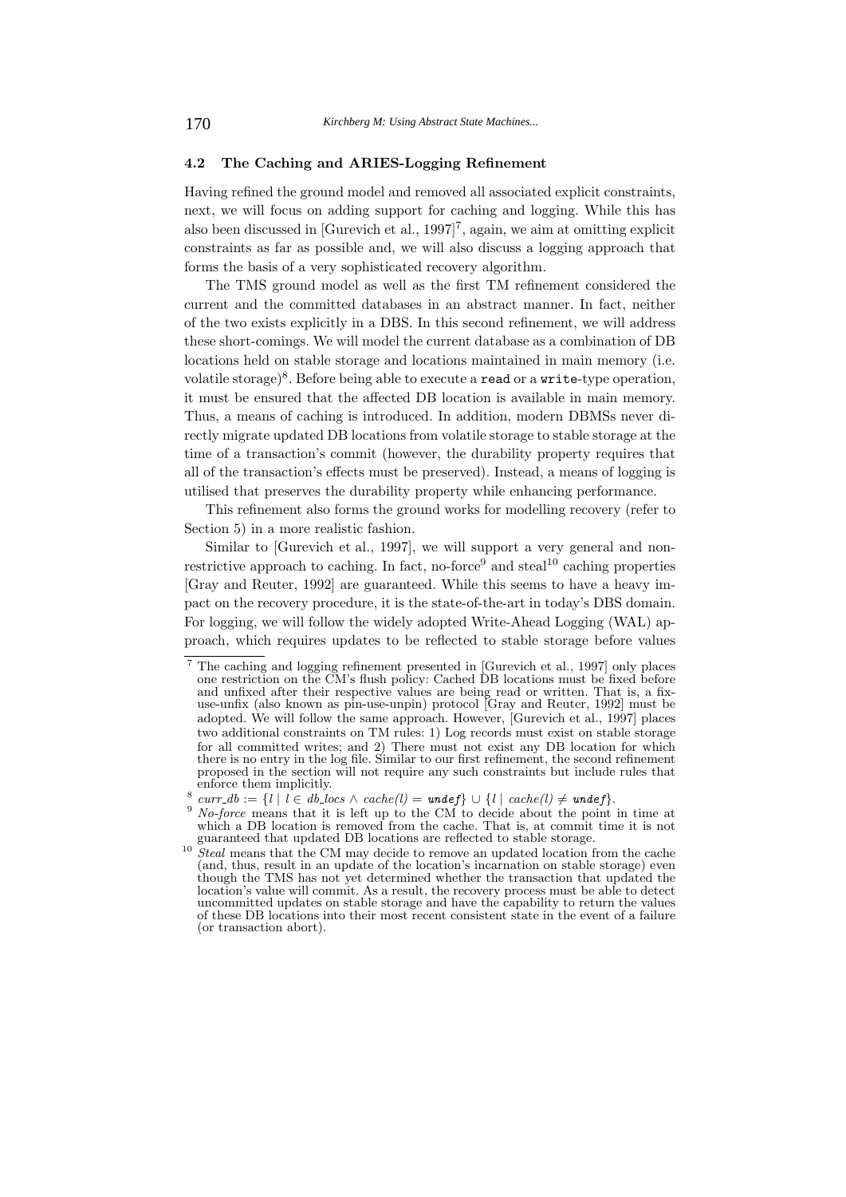### 4.2 The Caching and ARIES-Logging Refinement

Having refined the ground model and removed all associated explicit constraints, next, we will focus on adding support for caching and logging. While this has also been discussed in [Gurevich et al., 1997][7], again, we aim at omitting explicit constraints as far as possible and, we will also discuss a logging approach that forms the basis of a very sophisticated recovery algorithm.

The TMS ground model as well as the first TM refinement considered the current and the committed databases in an abstract manner. In fact, neither of the two exists explicitly in a DBS. In this second refinement, we will address these short-comings. We will model the current database as a combination of DB locations held on stable storage and locations maintained in main memory (i.e. volatile storage)[8]. Before being able to execute a `read` or a `write`-type operation, it must be ensured that the affected DB location is available in main memory. Thus, a means of caching is introduced. In addition, modern DBMSs never directly migrate updated DB locations from volatile storage to stable storage at the time of a transaction's commit (however, the durability property requires that all of the transaction's effects must be preserved). Instead, a means of logging is utilised that preserves the durability property while enhancing performance.

This refinement also forms the ground works for modelling recovery (refer to Section 5) in a more realistic fashion.

Similar to [Gurevich et al., 1997], we will support a very general and non-restrictive approach to caching. In fact, no-force[9] and steal[10] caching properties [Gray and Reuter, 1992] are guaranteed. While this seems to have a heavy impact on the recovery procedure, it is the state-of-the-art in today's DBS domain. For logging, we will follow the widely adopted Write-Ahead Logging (WAL) approach, which requires updates to be reflected to stable storage before values

---

[7] The caching and logging refinement presented in [Gurevich et al., 1997] only places one restriction on the CM's flush policy: Cached DB locations must be fixed before and unfixed after their respective values are being read or written. That is, a fix-use-unfix (also known as pin-use-unpin) protocol [Gray and Reuter, 1992] must be adopted. We will follow the same approach. However, [Gurevich et al., 1997] places two additional constraints on TM rules: 1) Log records must exist on stable storage for all committed writes; and 2) There must not exist any DB location for which there is no entry in the log file. Similar to our first refinement, the second refinement proposed in the section will not require any such constraints but include rules that enforce them implicitly.

[8] $curr\_db := \{l \mid l \in db\_locs \wedge cache(l) = \mathit{undef}\} \cup \{l \mid cache(l) \neq \mathit{undef}\}$.

[9] *No-force* means that it is left up to the CM to decide about the point in time at which a DB location is removed from the cache. That is, at commit time it is not guaranteed that updated DB locations are reflected to stable storage.

[10] *Steal* means that the CM may decide to remove an updated location from the cache (and, thus, result in an update of the location's incarnation on stable storage) even though the TMS has not yet determined whether the transaction that updated the location's value will commit. As a result, the recovery process must be able to detect uncommitted updates on stable storage and have the capability to return the values of these DB locations into their most recent consistent state in the event of a failure (or transaction abort).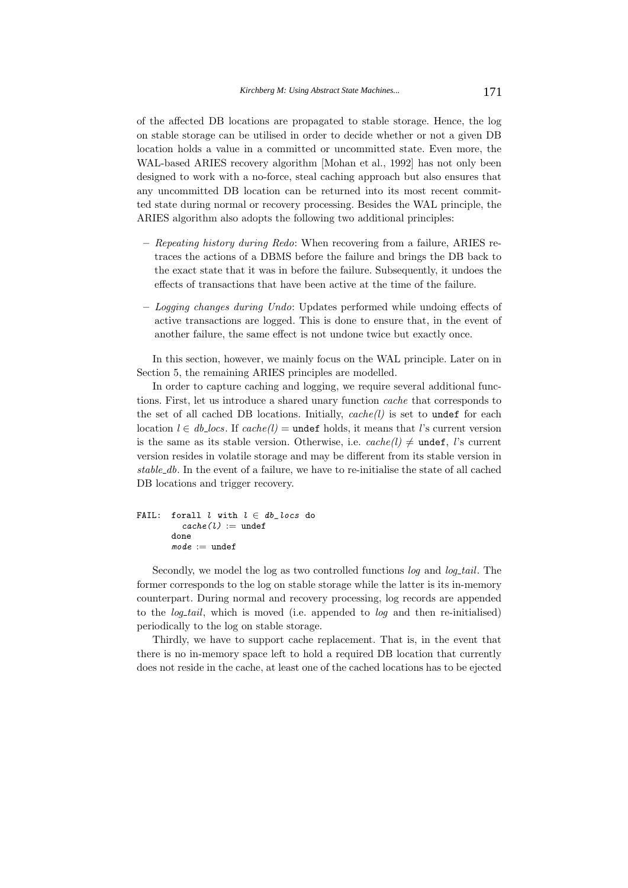of the affected DB locations are propagated to stable storage. Hence, the log on stable storage can be utilised in order to decide whether or not a given DB location holds a value in a committed or uncommitted state. Even more, the WAL-based ARIES recovery algorithm [Mohan et al., 1992] has not only been designed to work with a no-force, steal caching approach but also ensures that any uncommitted DB location can be returned into its most recent committed state during normal or recovery processing. Besides the WAL principle, the ARIES algorithm also adopts the following two additional principles:

- *Repeating history during Redo*: When recovering from a failure, ARIES retraces the actions of a DBMS before the failure and brings the DB back to the exact state that it was in before the failure. Subsequently, it undoes the effects of transactions that have been active at the time of the failure.
- *Logging changes during Undo*: Updates performed while undoing effects of active transactions are logged. This is done to ensure that, in the event of another failure, the same effect is not undone twice but exactly once.

In this section, however, we mainly focus on the WAL principle. Later on in Section 5, the remaining ARIES principles are modelled.

In order to capture caching and logging, we require several additional functions. First, let us introduce a shared unary function *cache* that corresponds to the set of all cached DB locations. Initially, *cache(l)* is set to `undef` for each location $l \in db\_locs$. If *cache(l)* = `undef` holds, it means that *l*'s current version is the same as its stable version. Otherwise, i.e. *cache(l)* $\neq$ `undef`, *l*'s current version resides in volatile storage and may be different from its stable version in *stable_db*. In the event of a failure, we have to re-initialise the state of all cached DB locations and trigger recovery.

```
FAIL:  forall l with l ∈ db_locs do
         cache(l) := undef
       done
       mode := undef
```

Secondly, we model the log as two controlled functions *log* and *log_tail*. The former corresponds to the log on stable storage while the latter is its in-memory counterpart. During normal and recovery processing, log records are appended to the *log_tail*, which is moved (i.e. appended to *log* and then re-initialised) periodically to the log on stable storage.

Thirdly, we have to support cache replacement. That is, in the event that there is no in-memory space left to hold a required DB location that currently does not reside in the cache, at least one of the cached locations has to be ejected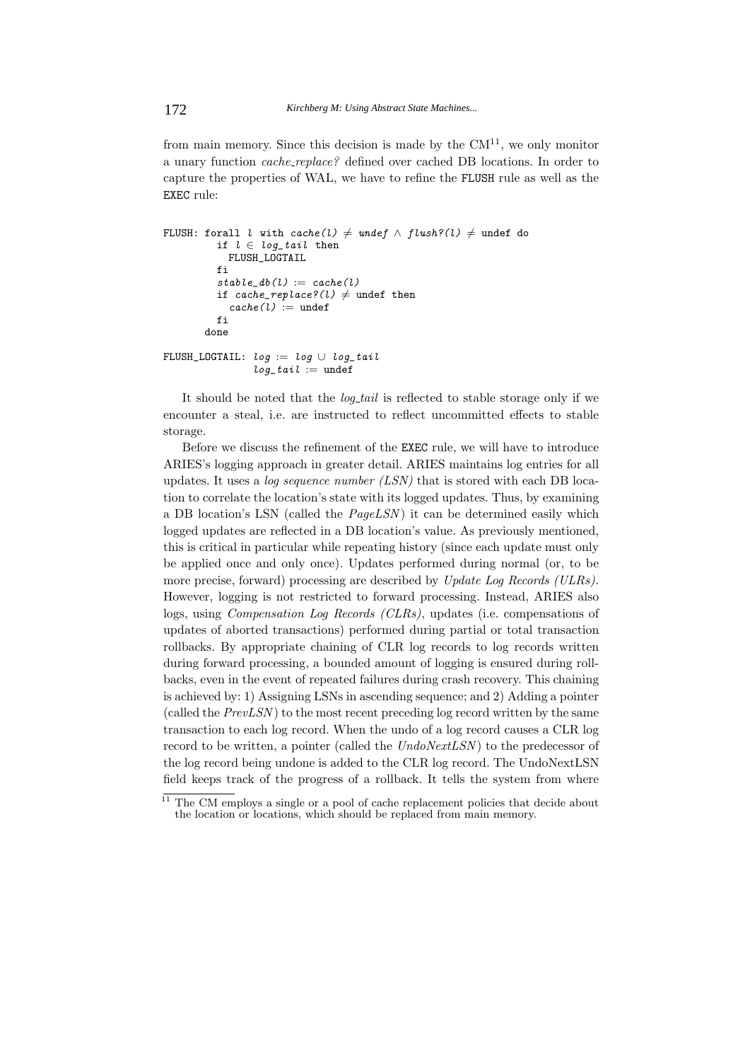from main memory. Since this decision is made by the CM[11], we only monitor a unary function *cache_replace?* defined over cached DB locations. In order to capture the properties of WAL, we have to refine the FLUSH rule as well as the EXEC rule:

```
FLUSH: forall l with cache(l) ≠ undef ∧ flush?(l) ≠ undef do
         if l ∈ log_tail then
           FLUSH_LOGTAIL
         fi
         stable_db(l) := cache(l)
         if cache_replace?(l) ≠ undef then
           cache(l) := undef
         fi
       done

FLUSH_LOGTAIL: log := log ∪ log_tail
               log_tail := undef
```

It should be noted that the *log_tail* is reflected to stable storage only if we encounter a steal, i.e. are instructed to reflect uncommitted effects to stable storage.

Before we discuss the refinement of the EXEC rule, we will have to introduce ARIES's logging approach in greater detail. ARIES maintains log entries for all updates. It uses a *log sequence number (LSN)* that is stored with each DB location to correlate the location's state with its logged updates. Thus, by examining a DB location's LSN (called the *PageLSN*) it can be determined easily which logged updates are reflected in a DB location's value. As previously mentioned, this is critical in particular while repeating history (since each update must only be applied once and only once). Updates performed during normal (or, to be more precise, forward) processing are described by *Update Log Records (ULRs)*. However, logging is not restricted to forward processing. Instead, ARIES also logs, using *Compensation Log Records (CLRs)*, updates (i.e. compensations of updates of aborted transactions) performed during partial or total transaction rollbacks. By appropriate chaining of CLR log records to log records written during forward processing, a bounded amount of logging is ensured during rollbacks, even in the event of repeated failures during crash recovery. This chaining is achieved by: 1) Assigning LSNs in ascending sequence; and 2) Adding a pointer (called the *PrevLSN*) to the most recent preceding log record written by the same transaction to each log record. When the undo of a log record causes a CLR log record to be written, a pointer (called the *UndoNextLSN*) to the predecessor of the log record being undone is added to the CLR log record. The UndoNextLSN field keeps track of the progress of a rollback. It tells the system from where

[11] The CM employs a single or a pool of cache replacement policies that decide about the location or locations, which should be replaced from main memory.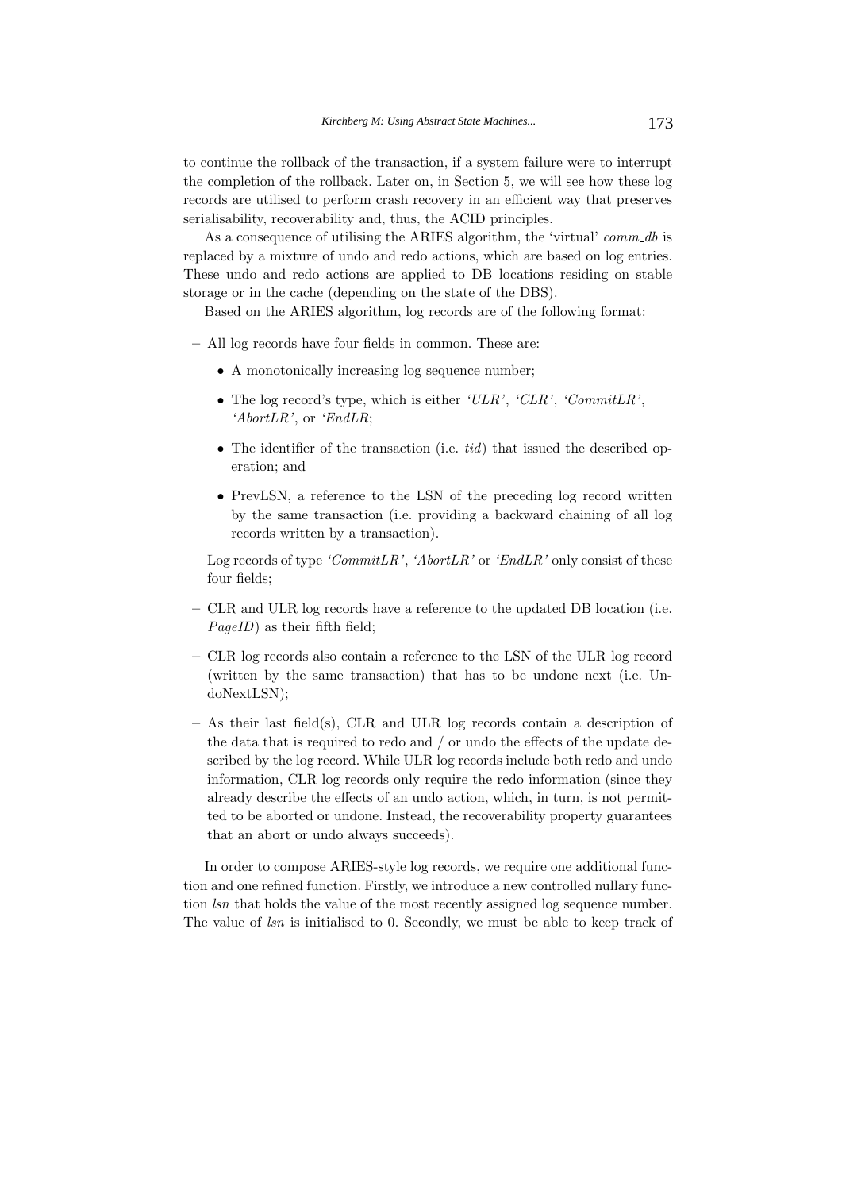to continue the rollback of the transaction, if a system failure were to interrupt the completion of the rollback. Later on, in Section 5, we will see how these log records are utilised to perform crash recovery in an efficient way that preserves serialisability, recoverability and, thus, the ACID principles.

As a consequence of utilising the ARIES algorithm, the 'virtual' *comm_db* is replaced by a mixture of undo and redo actions, which are based on log entries. These undo and redo actions are applied to DB locations residing on stable storage or in the cache (depending on the state of the DBS).

Based on the ARIES algorithm, log records are of the following format:

– All log records have four fields in common. These are:

  - A monotonically increasing log sequence number;
  - The log record's type, which is either *'ULR'*, *'CLR'*, *'CommitLR'*, *'AbortLR'*, or *'EndLR*;
  - The identifier of the transaction (i.e. *tid*) that issued the described operation; and
  - PrevLSN, a reference to the LSN of the preceding log record written by the same transaction (i.e. providing a backward chaining of all log records written by a transaction).

  Log records of type *'CommitLR'*, *'AbortLR'* or *'EndLR'* only consist of these four fields;

– CLR and ULR log records have a reference to the updated DB location (i.e. *PageID*) as their fifth field;

– CLR log records also contain a reference to the LSN of the ULR log record (written by the same transaction) that has to be undone next (i.e. UndoNextLSN);

– As their last field(s), CLR and ULR log records contain a description of the data that is required to redo and / or undo the effects of the update described by the log record. While ULR log records include both redo and undo information, CLR log records only require the redo information (since they already describe the effects of an undo action, which, in turn, is not permitted to be aborted or undone. Instead, the recoverability property guarantees that an abort or undo always succeeds).

In order to compose ARIES-style log records, we require one additional function and one refined function. Firstly, we introduce a new controlled nullary function *lsn* that holds the value of the most recently assigned log sequence number. The value of *lsn* is initialised to 0. Secondly, we must be able to keep track of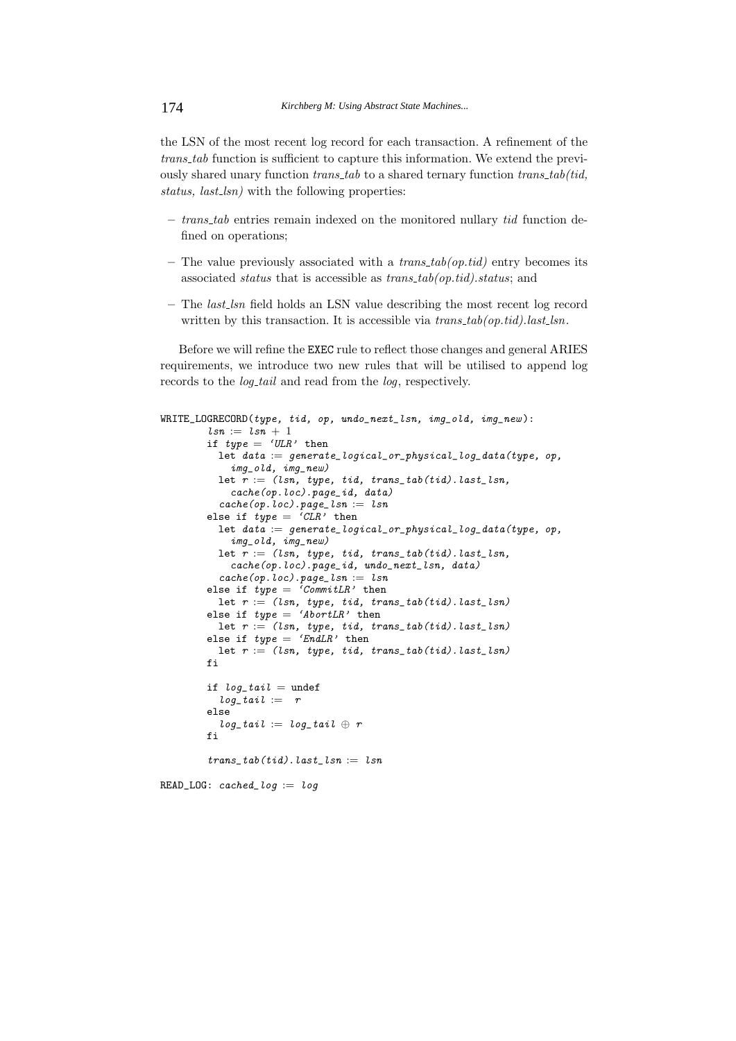the LSN of the most recent log record for each transaction. A refinement of the *trans_tab* function is sufficient to capture this information. We extend the previously shared unary function *trans_tab* to a shared ternary function *trans_tab(tid, status, last_lsn)* with the following properties:

- *trans_tab* entries remain indexed on the monitored nullary *tid* function defined on operations;
- The value previously associated with a *trans_tab(op.tid)* entry becomes its associated *status* that is accessible as *trans_tab(op.tid).status*; and
- The *last_lsn* field holds an LSN value describing the most recent log record written by this transaction. It is accessible via *trans_tab(op.tid).last_lsn*.

Before we will refine the `EXEC` rule to reflect those changes and general ARIES requirements, we introduce two new rules that will be utilised to append log records to the *log_tail* and read from the *log*, respectively.

```
WRITE_LOGRECORD(type, tid, op, undo_next_lsn, img_old, img_new):
        lsn := lsn + 1
        if type = 'ULR' then
          let data := generate_logical_or_physical_log_data(type, op,
            img_old, img_new)
          let r := (lsn, type, tid, trans_tab(tid).last_lsn,
            cache(op.loc).page_id, data)
          cache(op.loc).page_lsn := lsn
        else if type = 'CLR' then
          let data := generate_logical_or_physical_log_data(type, op,
            img_old, img_new)
          let r := (lsn, type, tid, trans_tab(tid).last_lsn,
            cache(op.loc).page_id, undo_next_lsn, data)
          cache(op.loc).page_lsn := lsn
        else if type = 'CommitLR' then
          let r := (lsn, type, tid, trans_tab(tid).last_lsn)
        else if type = 'AbortLR' then
          let r := (lsn, type, tid, trans_tab(tid).last_lsn)
        else if type = 'EndLR' then
          let r := (lsn, type, tid, trans_tab(tid).last_lsn)
        fi

        if log_tail = undef
          log_tail :=  r
        else
          log_tail := log_tail ⊕ r
        fi

        trans_tab(tid).last_lsn := lsn

READ_LOG: cached_log := log
```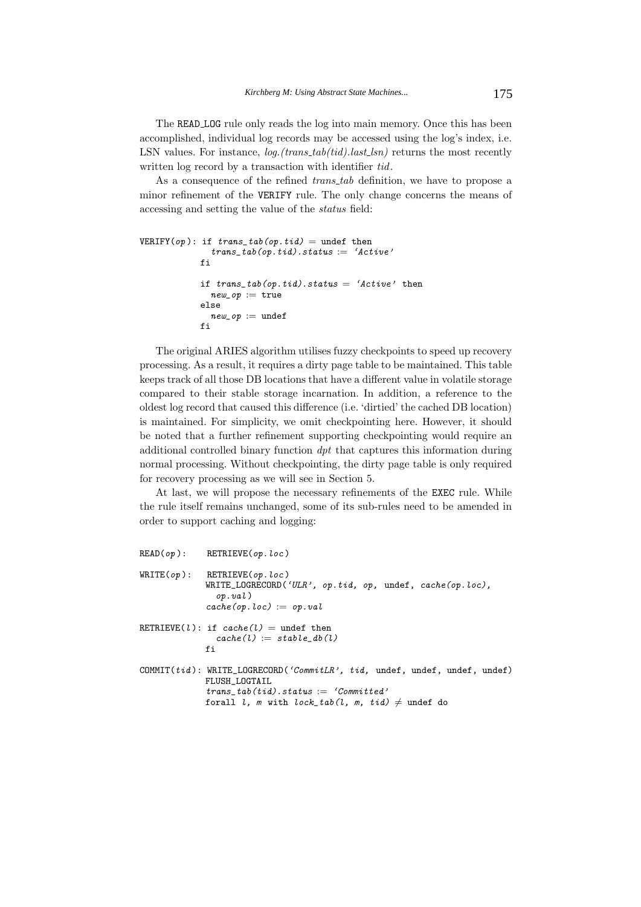The READ_LOG rule only reads the log into main memory. Once this has been accomplished, individual log records may be accessed using the log's index, i.e. LSN values. For instance, *log.(trans_tab(tid).last_lsn)* returns the most recently written log record by a transaction with identifier *tid*.

As a consequence of the refined *trans_tab* definition, we have to propose a minor refinement of the VERIFY rule. The only change concerns the means of accessing and setting the value of the *status* field:

```
VERIFY(op): if trans_tab(op.tid) = undef then
              trans_tab(op.tid).status := 'Active'
            fi

            if trans_tab(op.tid).status = 'Active' then
              new_op := true
            else
              new_op := undef
            fi
```

The original ARIES algorithm utilises fuzzy checkpoints to speed up recovery processing. As a result, it requires a dirty page table to be maintained. This table keeps track of all those DB locations that have a different value in volatile storage compared to their stable storage incarnation. In addition, a reference to the oldest log record that caused this difference (i.e. 'dirtied' the cached DB location) is maintained. For simplicity, we omit checkpointing here. However, it should be noted that a further refinement supporting checkpointing would require an additional controlled binary function *dpt* that captures this information during normal processing. Without checkpointing, the dirty page table is only required for recovery processing as we will see in Section 5.

At last, we will propose the necessary refinements of the EXEC rule. While the rule itself remains unchanged, some of its sub-rules need to be amended in order to support caching and logging:

```
READ(op):    RETRIEVE(op.loc)

WRITE(op):   RETRIEVE(op.loc)
             WRITE_LOGRECORD('ULR', op.tid, op, undef, cache(op.loc),
               op.val)
             cache(op.loc) := op.val

RETRIEVE(l): if cache(l) = undef then
               cache(l) := stable_db(l)
             fi

COMMIT(tid): WRITE_LOGRECORD('CommitLR', tid, undef, undef, undef, undef)
             FLUSH_LOGTAIL
             trans_tab(tid).status := 'Committed'
             forall l, m with lock_tab(l, m, tid) ≠ undef do
```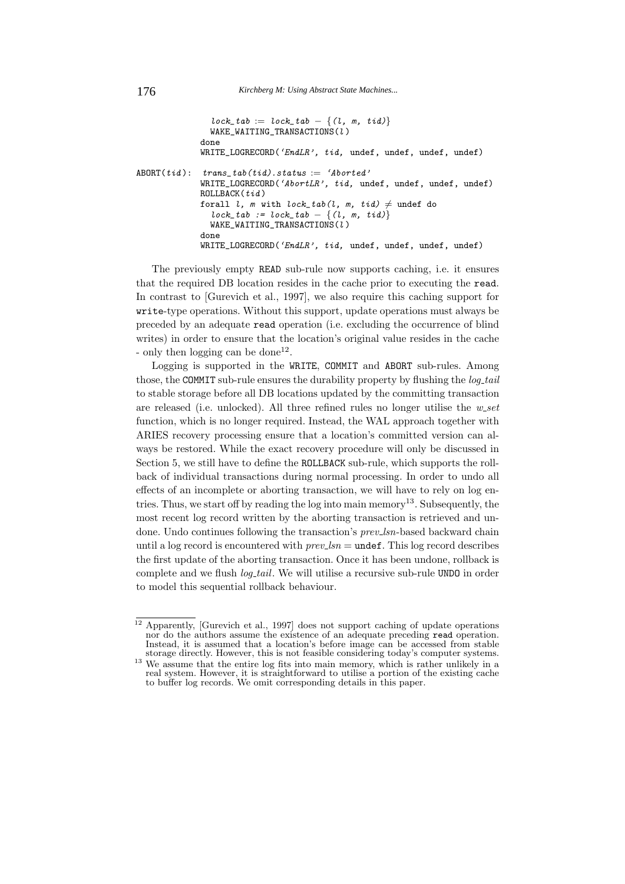```
              lock_tab := lock_tab − {(l, m, tid)}
              WAKE_WAITING_TRANSACTIONS(l)
            done
            WRITE_LOGRECORD('EndLR', tid, undef, undef, undef, undef)

ABORT(tid):  trans_tab(tid).status := 'Aborted'
            WRITE_LOGRECORD('AbortLR', tid, undef, undef, undef, undef)
            ROLLBACK(tid)
            forall l, m with lock_tab(l, m, tid) ≠ undef do
              lock_tab := lock_tab − {(l, m, tid)}
              WAKE_WAITING_TRANSACTIONS(l)
            done
            WRITE_LOGRECORD('EndLR', tid, undef, undef, undef, undef)
```

The previously empty READ sub-rule now supports caching, i.e. it ensures that the required DB location resides in the cache prior to executing the read. In contrast to [Gurevich et al., 1997], we also require this caching support for write-type operations. Without this support, update operations must always be preceded by an adequate read operation (i.e. excluding the occurrence of blind writes) in order to ensure that the location's original value resides in the cache - only then logging can be done[12].

Logging is supported in the WRITE, COMMIT and ABORT sub-rules. Among those, the COMMIT sub-rule ensures the durability property by flushing the *log_tail* to stable storage before all DB locations updated by the committing transaction are released (i.e. unlocked). All three refined rules no longer utilise the *w_set* function, which is no longer required. Instead, the WAL approach together with ARIES recovery processing ensure that a location's committed version can always be restored. While the exact recovery procedure will only be discussed in Section 5, we still have to define the ROLLBACK sub-rule, which supports the rollback of individual transactions during normal processing. In order to undo all effects of an incomplete or aborting transaction, we will have to rely on log entries. Thus, we start off by reading the log into main memory[13]. Subsequently, the most recent log record written by the aborting transaction is retrieved and undone. Undo continues following the transaction's *prev_lsn*-based backward chain until a log record is encountered with *prev_lsn* = undef. This log record describes the first update of the aborting transaction. Once it has been undone, rollback is complete and we flush *log_tail*. We will utilise a recursive sub-rule UNDO in order to model this sequential rollback behaviour.

---

[12] Apparently, [Gurevich et al., 1997] does not support caching of update operations nor do the authors assume the existence of an adequate preceding read operation. Instead, it is assumed that a location's before image can be accessed from stable storage directly. However, this is not feasible considering today's computer systems.

[13] We assume that the entire log fits into main memory, which is rather unlikely in a real system. However, it is straightforward to utilise a portion of the existing cache to buffer log records. We omit corresponding details in this paper.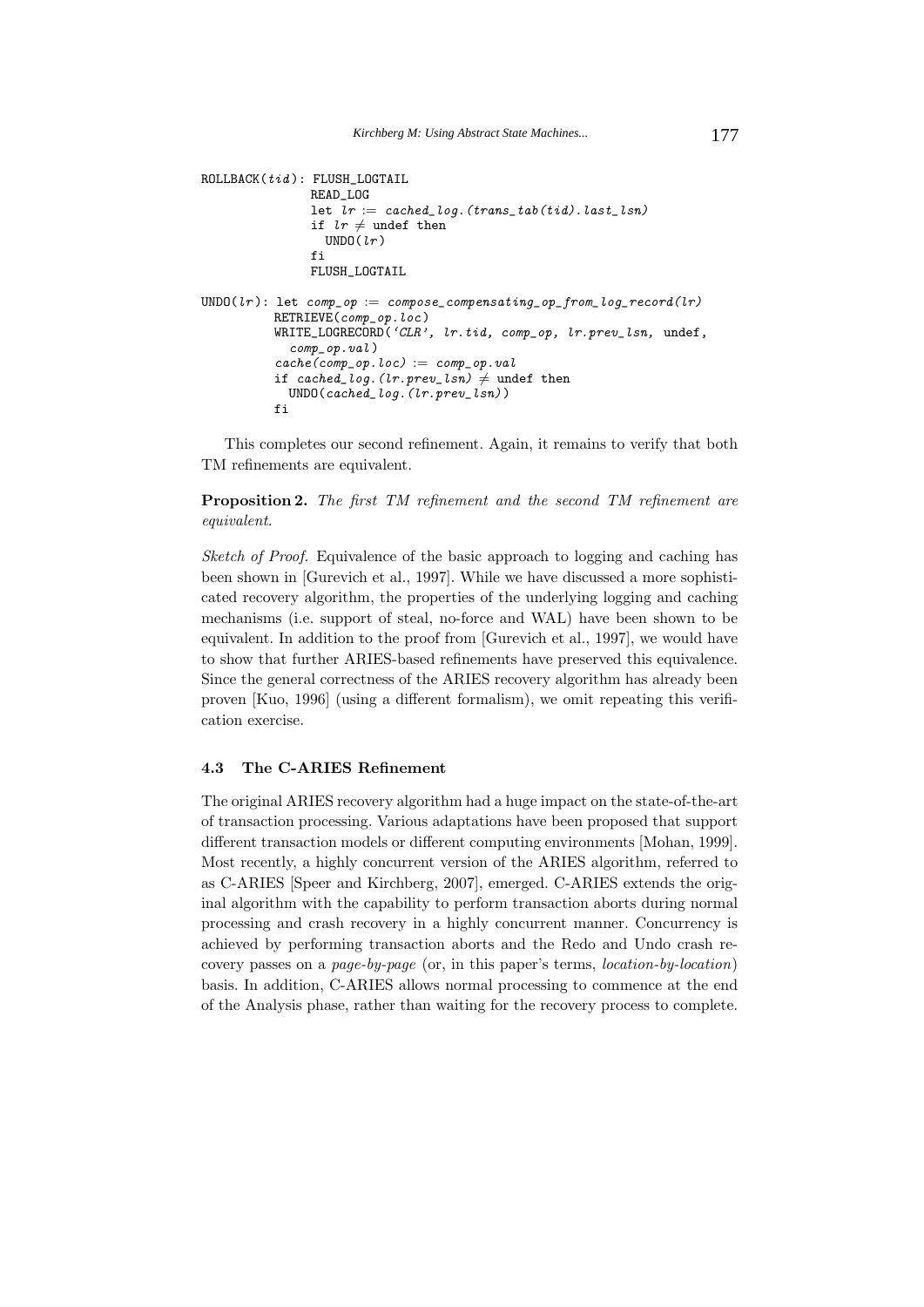```
ROLLBACK(tid): FLUSH_LOGTAIL
               READ_LOG
               let lr := cached_log.(trans_tab(tid).last_lsn)
               if lr ≠ undef then
                 UNDO(lr)
               fi
               FLUSH_LOGTAIL

UNDO(lr): let comp_op := compose_compensating_op_from_log_record(lr)
          RETRIEVE(comp_op.loc)
          WRITE_LOGRECORD('CLR', lr.tid, comp_op, lr.prev_lsn, undef,
            comp_op.val)
          cache(comp_op.loc) := comp_op.val
          if cached_log.(lr.prev_lsn) ≠ undef then
            UNDO(cached_log.(lr.prev_lsn))
          fi
```

This completes our second refinement. Again, it remains to verify that both TM refinements are equivalent.

**Proposition 2.** *The first TM refinement and the second TM refinement are equivalent.*

*Sketch of Proof.* Equivalence of the basic approach to logging and caching has been shown in [Gurevich et al., 1997]. While we have discussed a more sophisticated recovery algorithm, the properties of the underlying logging and caching mechanisms (i.e. support of steal, no-force and WAL) have been shown to be equivalent. In addition to the proof from [Gurevich et al., 1997], we would have to show that further ARIES-based refinements have preserved this equivalence. Since the general correctness of the ARIES recovery algorithm has already been proven [Kuo, 1996] (using a different formalism), we omit repeating this verification exercise.

### 4.3 The C-ARIES Refinement

The original ARIES recovery algorithm had a huge impact on the state-of-the-art of transaction processing. Various adaptations have been proposed that support different transaction models or different computing environments [Mohan, 1999]. Most recently, a highly concurrent version of the ARIES algorithm, referred to as C-ARIES [Speer and Kirchberg, 2007], emerged. C-ARIES extends the original algorithm with the capability to perform transaction aborts during normal processing and crash recovery in a highly concurrent manner. Concurrency is achieved by performing transaction aborts and the Redo and Undo crash recovery passes on a *page-by-page* (or, in this paper's terms, *location-by-location*) basis. In addition, C-ARIES allows normal processing to commence at the end of the Analysis phase, rather than waiting for the recovery process to complete.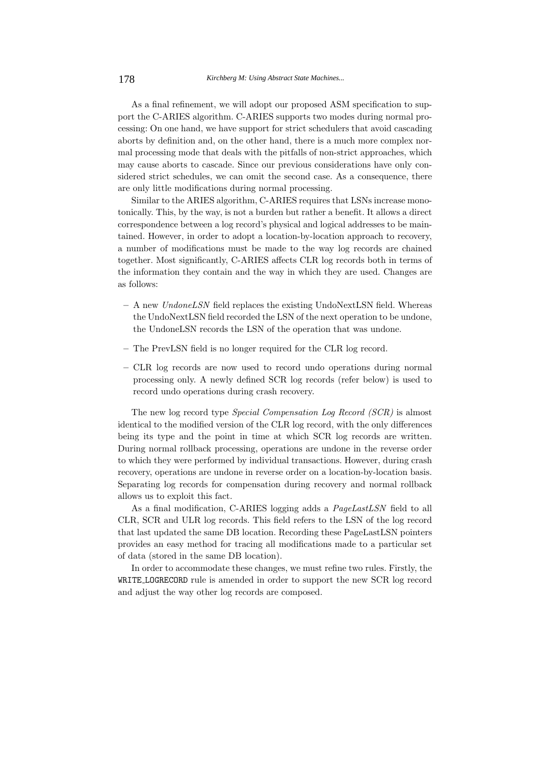As a final refinement, we will adopt our proposed ASM specification to support the C-ARIES algorithm. C-ARIES supports two modes during normal processing: On one hand, we have support for strict schedulers that avoid cascading aborts by definition and, on the other hand, there is a much more complex normal processing mode that deals with the pitfalls of non-strict approaches, which may cause aborts to cascade. Since our previous considerations have only considered strict schedules, we can omit the second case. As a consequence, there are only little modifications during normal processing.

Similar to the ARIES algorithm, C-ARIES requires that LSNs increase monotonically. This, by the way, is not a burden but rather a benefit. It allows a direct correspondence between a log record's physical and logical addresses to be maintained. However, in order to adopt a location-by-location approach to recovery, a number of modifications must be made to the way log records are chained together. Most significantly, C-ARIES affects CLR log records both in terms of the information they contain and the way in which they are used. Changes are as follows:

- A new *UndoneLSN* field replaces the existing UndoNextLSN field. Whereas the UndoNextLSN field recorded the LSN of the next operation to be undone, the UndoneLSN records the LSN of the operation that was undone.
- The PrevLSN field is no longer required for the CLR log record.
- CLR log records are now used to record undo operations during normal processing only. A newly defined SCR log records (refer below) is used to record undo operations during crash recovery.

The new log record type *Special Compensation Log Record (SCR)* is almost identical to the modified version of the CLR log record, with the only differences being its type and the point in time at which SCR log records are written. During normal rollback processing, operations are undone in the reverse order to which they were performed by individual transactions. However, during crash recovery, operations are undone in reverse order on a location-by-location basis. Separating log records for compensation during recovery and normal rollback allows us to exploit this fact.

As a final modification, C-ARIES logging adds a *PageLastLSN* field to all CLR, SCR and ULR log records. This field refers to the LSN of the log record that last updated the same DB location. Recording these PageLastLSN pointers provides an easy method for tracing all modifications made to a particular set of data (stored in the same DB location).

In order to accommodate these changes, we must refine two rules. Firstly, the `WRITE_LOGRECORD` rule is amended in order to support the new SCR log record and adjust the way other log records are composed.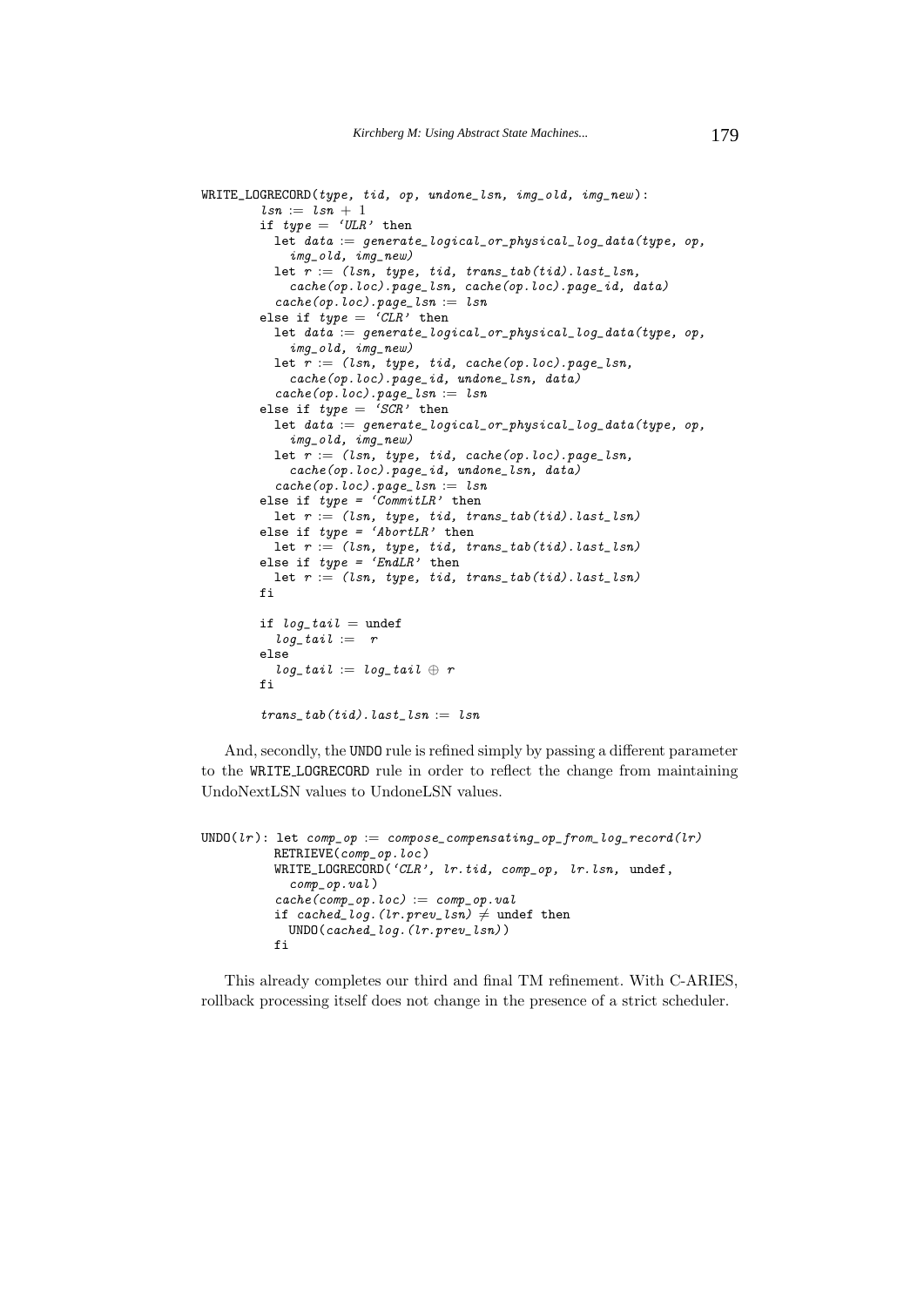```
WRITE_LOGRECORD(type, tid, op, undone_lsn, img_old, img_new):
        lsn := lsn + 1
        if type = 'ULR' then
          let data := generate_logical_or_physical_log_data(type, op,
            img_old, img_new)
          let r := (lsn, type, tid, trans_tab(tid).last_lsn,
            cache(op.loc).page_lsn, cache(op.loc).page_id, data)
          cache(op.loc).page_lsn := lsn
        else if type = 'CLR' then
          let data := generate_logical_or_physical_log_data(type, op,
            img_old, img_new)
          let r := (lsn, type, tid, cache(op.loc).page_lsn,
            cache(op.loc).page_id, undone_lsn, data)
          cache(op.loc).page_lsn := lsn
        else if type = 'SCR' then
          let data := generate_logical_or_physical_log_data(type, op,
            img_old, img_new)
          let r := (lsn, type, tid, cache(op.loc).page_lsn,
            cache(op.loc).page_id, undone_lsn, data)
          cache(op.loc).page_lsn := lsn
        else if type = 'CommitLR' then
          let r := (lsn, type, tid, trans_tab(tid).last_lsn)
        else if type = 'AbortLR' then
          let r := (lsn, type, tid, trans_tab(tid).last_lsn)
        else if type = 'EndLR' then
          let r := (lsn, type, tid, trans_tab(tid).last_lsn)
        fi

        if log_tail = undef
          log_tail :=  r
        else
          log_tail := log_tail ⊕ r
        fi

        trans_tab(tid).last_lsn := lsn
```

And, secondly, the UNDO rule is refined simply by passing a different parameter to the WRITE_LOGRECORD rule in order to reflect the change from maintaining UndoNextLSN values to UndoneLSN values.

```
UNDO(lr): let comp_op := compose_compensating_op_from_log_record(lr)
          RETRIEVE(comp_op.loc)
          WRITE_LOGRECORD('CLR', lr.tid, comp_op, lr.lsn, undef,
            comp_op.val)
          cache(comp_op.loc) := comp_op.val
          if cached_log.(lr.prev_lsn) ≠ undef then
            UNDO(cached_log.(lr.prev_lsn))
          fi
```

This already completes our third and final TM refinement. With C-ARIES, rollback processing itself does not change in the presence of a strict scheduler.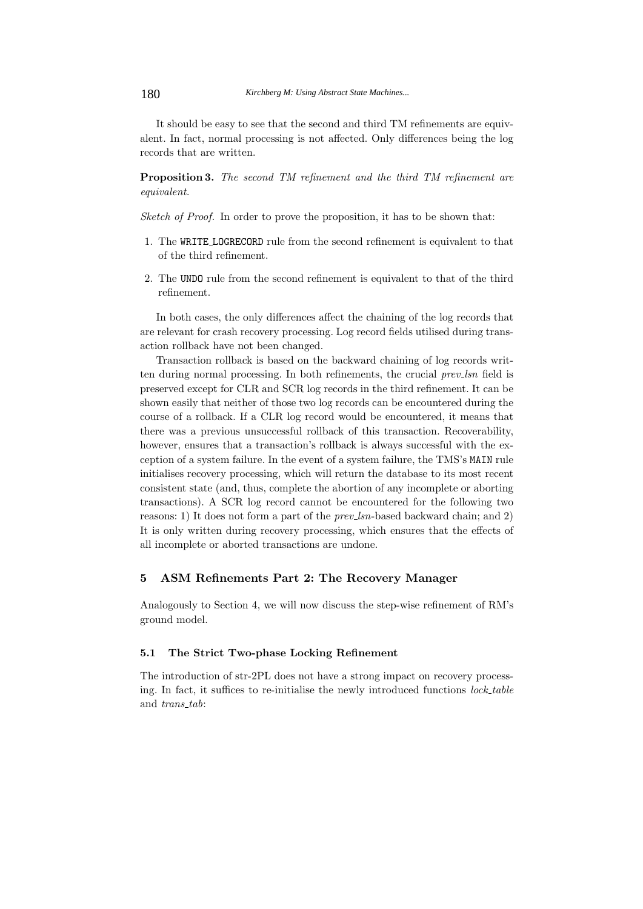It should be easy to see that the second and third TM refinements are equivalent. In fact, normal processing is not affected. Only differences being the log records that are written.

**Proposition 3.** *The second TM refinement and the third TM refinement are equivalent.*

*Sketch of Proof.* In order to prove the proposition, it has to be shown that:

1. The `WRITE_LOGRECORD` rule from the second refinement is equivalent to that of the third refinement.
2. The `UNDO` rule from the second refinement is equivalent to that of the third refinement.

In both cases, the only differences affect the chaining of the log records that are relevant for crash recovery processing. Log record fields utilised during transaction rollback have not been changed.

Transaction rollback is based on the backward chaining of log records written during normal processing. In both refinements, the crucial *prev_lsn* field is preserved except for CLR and SCR log records in the third refinement. It can be shown easily that neither of those two log records can be encountered during the course of a rollback. If a CLR log record would be encountered, it means that there was a previous unsuccessful rollback of this transaction. Recoverability, however, ensures that a transaction's rollback is always successful with the exception of a system failure. In the event of a system failure, the TMS's `MAIN` rule initialises recovery processing, which will return the database to its most recent consistent state (and, thus, complete the abortion of any incomplete or aborting transactions). A SCR log record cannot be encountered for the following two reasons: 1) It does not form a part of the *prev_lsn*-based backward chain; and 2) It is only written during recovery processing, which ensures that the effects of all incomplete or aborted transactions are undone.

## 5 ASM Refinements Part 2: The Recovery Manager

Analogously to Section 4, we will now discuss the step-wise refinement of RM's ground model.

### 5.1 The Strict Two-phase Locking Refinement

The introduction of str-2PL does not have a strong impact on recovery processing. In fact, it suffices to re-initialise the newly introduced functions *lock_table* and *trans_tab*: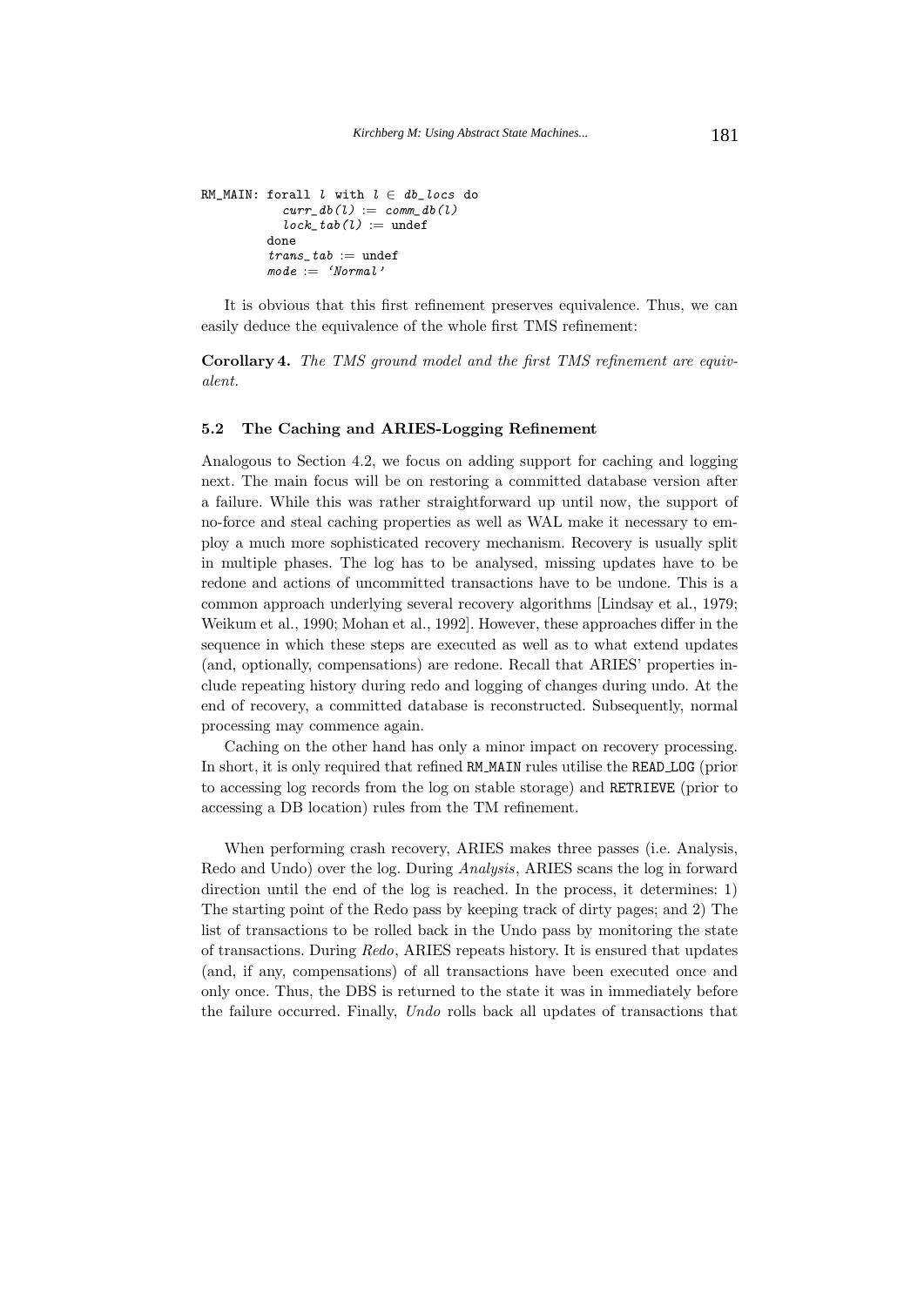```
RM_MAIN: forall l with l ∈ db_locs do
           curr_db(l) := comm_db(l)
           lock_tab(l) := undef
         done
         trans_tab := undef
         mode := 'Normal'
```

It is obvious that this first refinement preserves equivalence. Thus, we can easily deduce the equivalence of the whole first TMS refinement:

**Corollary 4.** *The TMS ground model and the first TMS refinement are equivalent.*

### 5.2 The Caching and ARIES-Logging Refinement

Analogous to Section 4.2, we focus on adding support for caching and logging next. The main focus will be on restoring a committed database version after a failure. While this was rather straightforward up until now, the support of no-force and steal caching properties as well as WAL make it necessary to employ a much more sophisticated recovery mechanism. Recovery is usually split in multiple phases. The log has to be analysed, missing updates have to be redone and actions of uncommitted transactions have to be undone. This is a common approach underlying several recovery algorithms [Lindsay et al., 1979; Weikum et al., 1990; Mohan et al., 1992]. However, these approaches differ in the sequence in which these steps are executed as well as to what extend updates (and, optionally, compensations) are redone. Recall that ARIES' properties include repeating history during redo and logging of changes during undo. At the end of recovery, a committed database is reconstructed. Subsequently, normal processing may commence again.

Caching on the other hand has only a minor impact on recovery processing. In short, it is only required that refined RM_MAIN rules utilise the READ_LOG (prior to accessing log records from the log on stable storage) and RETRIEVE (prior to accessing a DB location) rules from the TM refinement.

When performing crash recovery, ARIES makes three passes (i.e. Analysis, Redo and Undo) over the log. During *Analysis*, ARIES scans the log in forward direction until the end of the log is reached. In the process, it determines: 1) The starting point of the Redo pass by keeping track of dirty pages; and 2) The list of transactions to be rolled back in the Undo pass by monitoring the state of transactions. During *Redo*, ARIES repeats history. It is ensured that updates (and, if any, compensations) of all transactions have been executed once and only once. Thus, the DBS is returned to the state it was in immediately before the failure occurred. Finally, *Undo* rolls back all updates of transactions that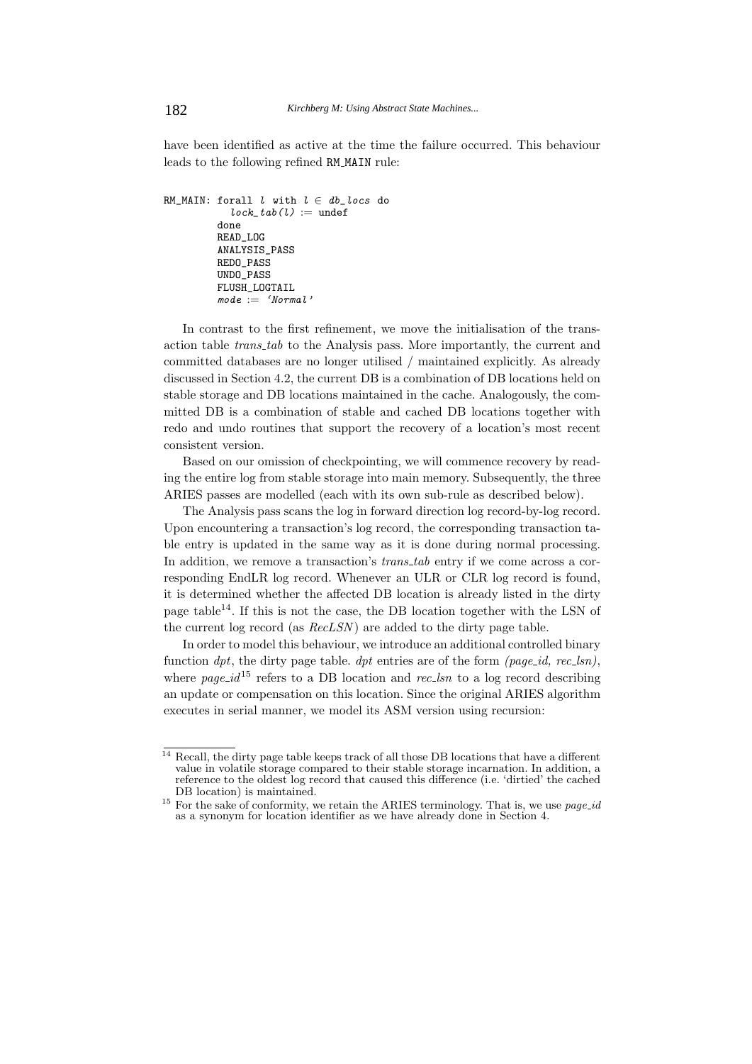have been identified as active at the time the failure occurred. This behaviour leads to the following refined RM_MAIN rule:

```
RM_MAIN: forall l with l ∈ db_locs do
            lock_tab(l) := undef
         done
         READ_LOG
         ANALYSIS_PASS
         REDO_PASS
         UNDO_PASS
         FLUSH_LOGTAIL
         mode := 'Normal'
```

In contrast to the first refinement, we move the initialisation of the transaction table *trans_tab* to the Analysis pass. More importantly, the current and committed databases are no longer utilised / maintained explicitly. As already discussed in Section 4.2, the current DB is a combination of DB locations held on stable storage and DB locations maintained in the cache. Analogously, the committed DB is a combination of stable and cached DB locations together with redo and undo routines that support the recovery of a location's most recent consistent version.

Based on our omission of checkpointing, we will commence recovery by reading the entire log from stable storage into main memory. Subsequently, the three ARIES passes are modelled (each with its own sub-rule as described below).

The Analysis pass scans the log in forward direction log record-by-log record. Upon encountering a transaction's log record, the corresponding transaction table entry is updated in the same way as it is done during normal processing. In addition, we remove a transaction's *trans_tab* entry if we come across a corresponding EndLR log record. Whenever an ULR or CLR log record is found, it is determined whether the affected DB location is already listed in the dirty page table[14]. If this is not the case, the DB location together with the LSN of the current log record (as *RecLSN*) are added to the dirty page table.

In order to model this behaviour, we introduce an additional controlled binary function *dpt*, the dirty page table. *dpt* entries are of the form *(page_id, rec_lsn)*, where *page_id*[15] refers to a DB location and *rec_lsn* to a log record describing an update or compensation on this location. Since the original ARIES algorithm executes in serial manner, we model its ASM version using recursion:

---

[14] Recall, the dirty page table keeps track of all those DB locations that have a different value in volatile storage compared to their stable storage incarnation. In addition, a reference to the oldest log record that caused this difference (i.e. 'dirtied' the cached DB location) is maintained.

[15] For the sake of conformity, we retain the ARIES terminology. That is, we use *page_id* as a synonym for location identifier as we have already done in Section 4.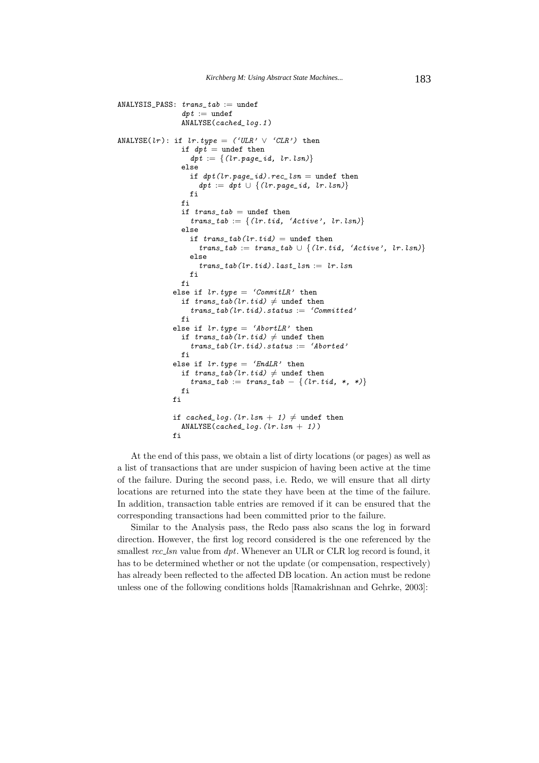```
ANALYSIS_PASS: trans_tab := undef
               dpt := undef
               ANALYSE(cached_log.1)

ANALYSE(lr): if lr.type = ('ULR' ∨ 'CLR') then
               if dpt = undef then
                 dpt := {(lr.page_id, lr.lsn)}
               else
                 if dpt(lr.page_id).rec_lsn = undef then
                   dpt := dpt ∪ {(lr.page_id, lr.lsn)}
                 fi
               fi
               if trans_tab = undef then
                 trans_tab := {(lr.tid, 'Active', lr.lsn)}
               else
                 if trans_tab(lr.tid) = undef then
                   trans_tab := trans_tab ∪ {(lr.tid, 'Active', lr.lsn)}
                 else
                   trans_tab(lr.tid).last_lsn := lr.lsn
                 fi
               fi
             else if lr.type = 'CommitLR' then
               if trans_tab(lr.tid) ≠ undef then
                 trans_tab(lr.tid).status := 'Committed'
               fi
             else if lr.type = 'AbortLR' then
               if trans_tab(lr.tid) ≠ undef then
                 trans_tab(lr.tid).status := 'Aborted'
               fi
             else if lr.type = 'EndLR' then
               if trans_tab(lr.tid) ≠ undef then
                 trans_tab := trans_tab − {(lr.tid, *, *)}
               fi
             fi

             if cached_log.(lr.lsn + 1) ≠ undef then
               ANALYSE(cached_log.(lr.lsn + 1))
             fi
```

At the end of this pass, we obtain a list of dirty locations (or pages) as well as a list of transactions that are under suspicion of having been active at the time of the failure. During the second pass, i.e. Redo, we will ensure that all dirty locations are returned into the state they have been at the time of the failure. In addition, transaction table entries are removed if it can be ensured that the corresponding transactions had been committed prior to the failure.

Similar to the Analysis pass, the Redo pass also scans the log in forward direction. However, the first log record considered is the one referenced by the smallest *rec_lsn* value from *dpt*. Whenever an ULR or CLR log record is found, it has to be determined whether or not the update (or compensation, respectively) has already been reflected to the affected DB location. An action must be redone unless one of the following conditions holds [Ramakrishnan and Gehrke, 2003]: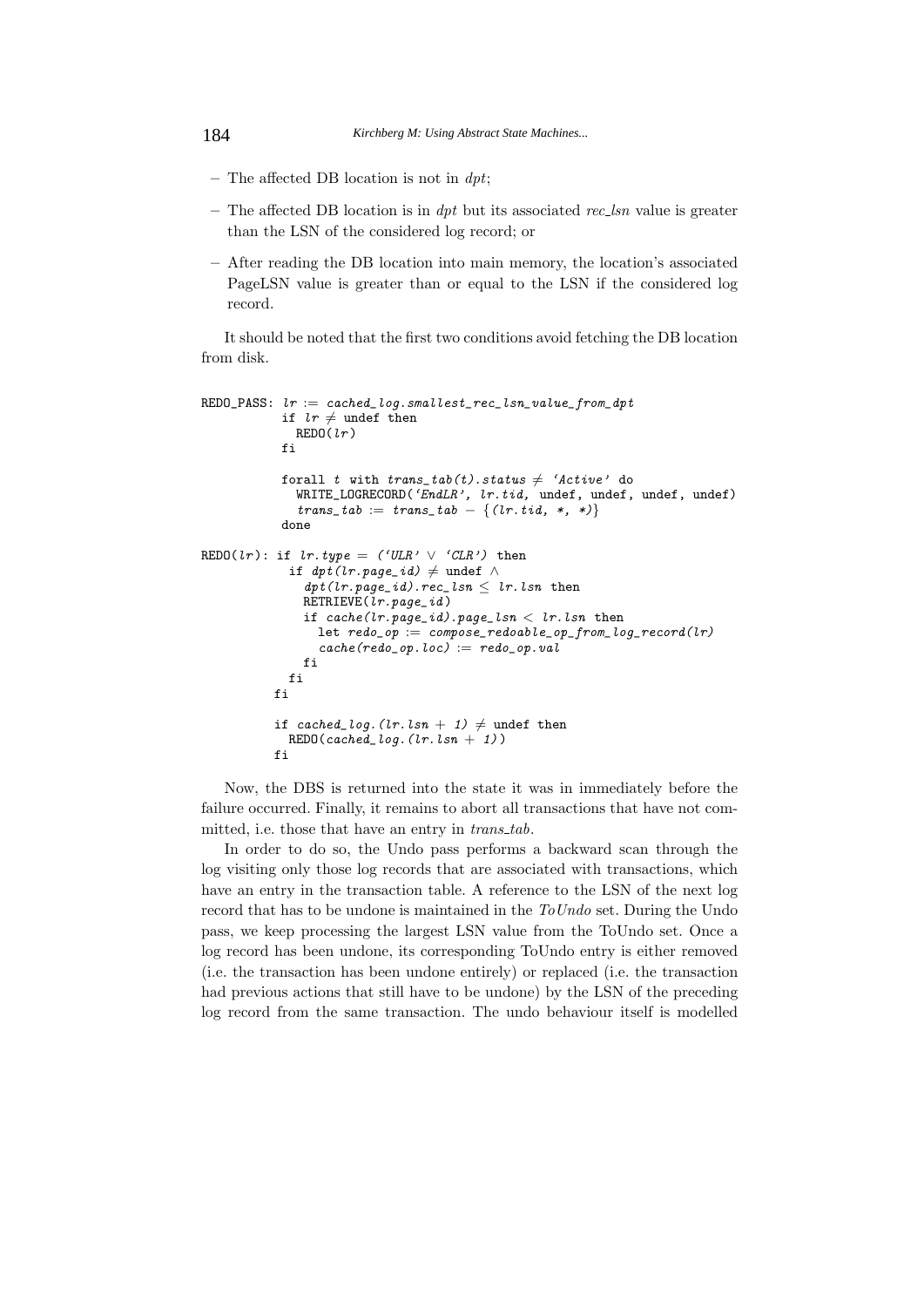- The affected DB location is not in *dpt*;
- The affected DB location is in *dpt* but its associated *rec_lsn* value is greater than the LSN of the considered log record; or
- After reading the DB location into main memory, the location's associated PageLSN value is greater than or equal to the LSN if the considered log record.

It should be noted that the first two conditions avoid fetching the DB location from disk.

```
REDO_PASS: lr := cached_log.smallest_rec_lsn_value_from_dpt
           if lr ≠ undef then
             REDO(lr)
           fi

           forall t with trans_tab(t).status ≠ 'Active' do
             WRITE_LOGRECORD('EndLR', lr.tid, undef, undef, undef, undef)
             trans_tab := trans_tab − {(lr.tid, *, *)}
           done

REDO(lr): if lr.type = ('ULR' ∨ 'CLR') then
            if dpt(lr.page_id) ≠ undef ∧
               dpt(lr.page_id).rec_lsn ≤ lr.lsn then
              RETRIEVE(lr.page_id)
              if cache(lr.page_id).page_lsn < lr.lsn then
                let redo_op := compose_redoable_op_from_log_record(lr)
                cache(redo_op.loc) := redo_op.val
              fi
            fi
          fi

          if cached_log.(lr.lsn + 1) ≠ undef then
            REDO(cached_log.(lr.lsn + 1))
          fi
```

Now, the DBS is returned into the state it was in immediately before the failure occurred. Finally, it remains to abort all transactions that have not committed, i.e. those that have an entry in *trans_tab*.

In order to do so, the Undo pass performs a backward scan through the log visiting only those log records that are associated with transactions, which have an entry in the transaction table. A reference to the LSN of the next log record that has to be undone is maintained in the *ToUndo* set. During the Undo pass, we keep processing the largest LSN value from the ToUndo set. Once a log record has been undone, its corresponding ToUndo entry is either removed (i.e. the transaction has been undone entirely) or replaced (i.e. the transaction had previous actions that still have to be undone) by the LSN of the preceding log record from the same transaction. The undo behaviour itself is modelled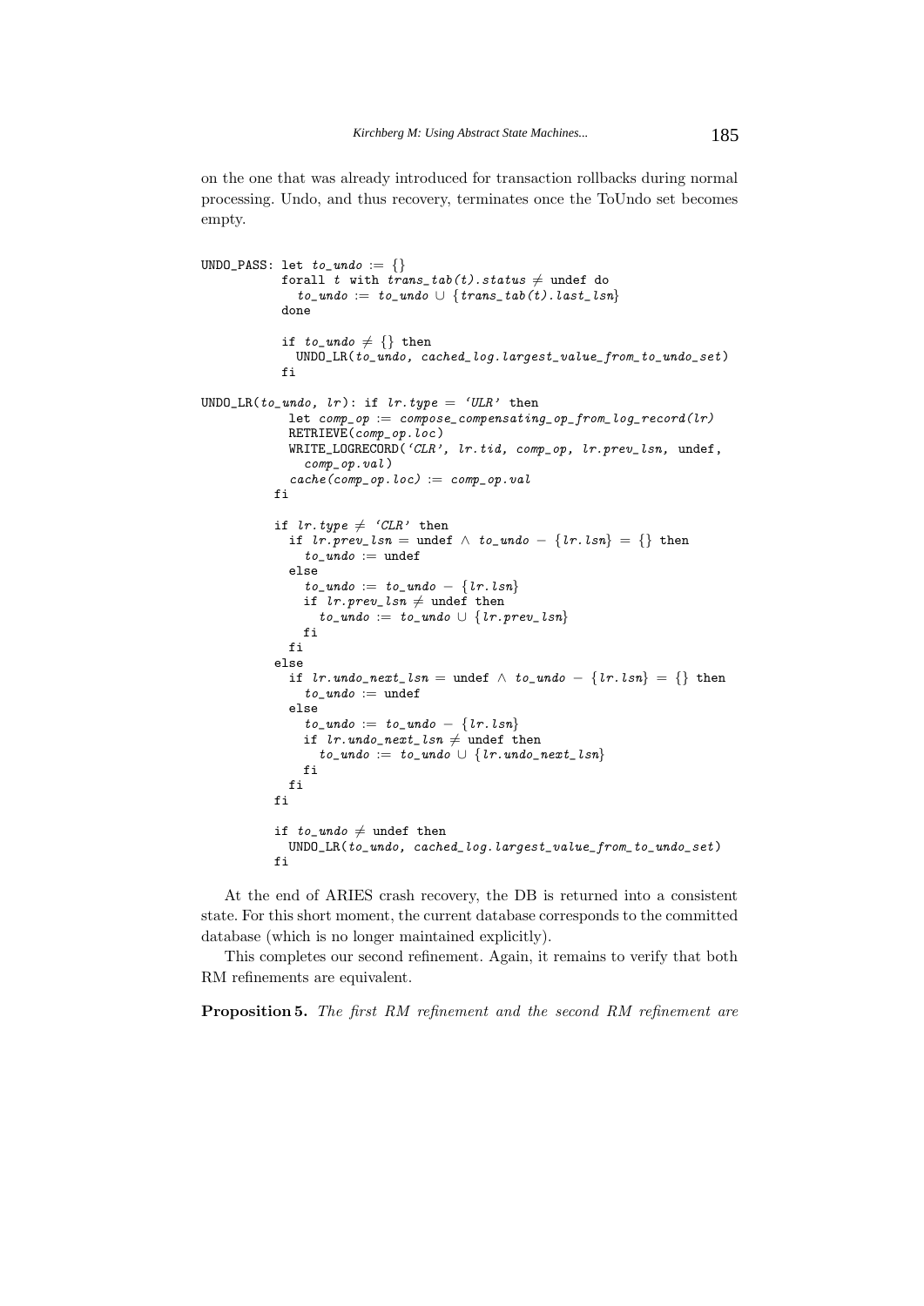on the one that was already introduced for transaction rollbacks during normal processing. Undo, and thus recovery, terminates once the ToUndo set becomes empty.

```
UNDO_PASS: let to_undo := {}
           forall t with trans_tab(t).status ≠ undef do
             to_undo := to_undo ∪ {trans_tab(t).last_lsn}
           done

           if to_undo ≠ {} then
             UNDO_LR(to_undo, cached_log.largest_value_from_to_undo_set)
           fi

UNDO_LR(to_undo, lr): if lr.type = 'ULR' then
            let comp_op := compose_compensating_op_from_log_record(lr)
            RETRIEVE(comp_op.loc)
            WRITE_LOGRECORD('CLR', lr.tid, comp_op, lr.prev_lsn, undef,
              comp_op.val)
            cache(comp_op.loc) := comp_op.val
          fi

          if lr.type ≠ 'CLR' then
            if lr.prev_lsn = undef ∧ to_undo − {lr.lsn} = {} then
              to_undo := undef
            else
              to_undo := to_undo − {lr.lsn}
              if lr.prev_lsn ≠ undef then
                to_undo := to_undo ∪ {lr.prev_lsn}
              fi
            fi
          else
            if lr.undo_next_lsn = undef ∧ to_undo − {lr.lsn} = {} then
              to_undo := undef
            else
              to_undo := to_undo − {lr.lsn}
              if lr.undo_next_lsn ≠ undef then
                to_undo := to_undo ∪ {lr.undo_next_lsn}
              fi
            fi
          fi

          if to_undo ≠ undef then
            UNDO_LR(to_undo, cached_log.largest_value_from_to_undo_set)
          fi
```

At the end of ARIES crash recovery, the DB is returned into a consistent state. For this short moment, the current database corresponds to the committed database (which is no longer maintained explicitly).

This completes our second refinement. Again, it remains to verify that both RM refinements are equivalent.

**Proposition 5.** *The first RM refinement and the second RM refinement are*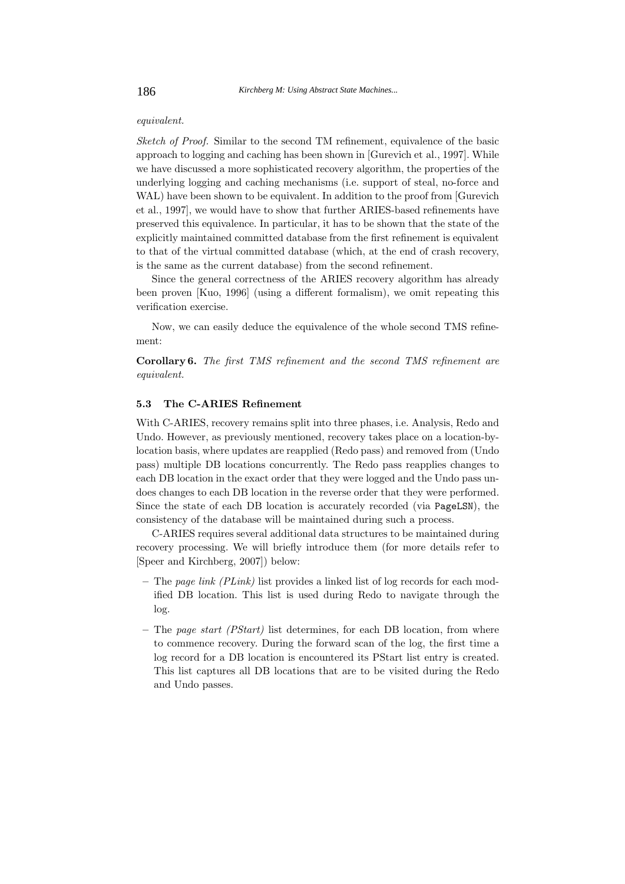*equivalent.*

*Sketch of Proof.* Similar to the second TM refinement, equivalence of the basic approach to logging and caching has been shown in [Gurevich et al., 1997]. While we have discussed a more sophisticated recovery algorithm, the properties of the underlying logging and caching mechanisms (i.e. support of steal, no-force and WAL) have been shown to be equivalent. In addition to the proof from [Gurevich et al., 1997], we would have to show that further ARIES-based refinements have preserved this equivalence. In particular, it has to be shown that the state of the explicitly maintained committed database from the first refinement is equivalent to that of the virtual committed database (which, at the end of crash recovery, is the same as the current database) from the second refinement.

Since the general correctness of the ARIES recovery algorithm has already been proven [Kuo, 1996] (using a different formalism), we omit repeating this verification exercise.

Now, we can easily deduce the equivalence of the whole second TMS refinement:

**Corollary 6.** *The first TMS refinement and the second TMS refinement are equivalent.*

### 5.3 The C-ARIES Refinement

With C-ARIES, recovery remains split into three phases, i.e. Analysis, Redo and Undo. However, as previously mentioned, recovery takes place on a location-by-location basis, where updates are reapplied (Redo pass) and removed from (Undo pass) multiple DB locations concurrently. The Redo pass reapplies changes to each DB location in the exact order that they were logged and the Undo pass undoes changes to each DB location in the reverse order that they were performed. Since the state of each DB location is accurately recorded (via `PageLSN`), the consistency of the database will be maintained during such a process.

C-ARIES requires several additional data structures to be maintained during recovery processing. We will briefly introduce them (for more details refer to [Speer and Kirchberg, 2007]) below:

- The *page link (PLink)* list provides a linked list of log records for each modified DB location. This list is used during Redo to navigate through the log.
- The *page start (PStart)* list determines, for each DB location, from where to commence recovery. During the forward scan of the log, the first time a log record for a DB location is encountered its PStart list entry is created. This list captures all DB locations that are to be visited during the Redo and Undo passes.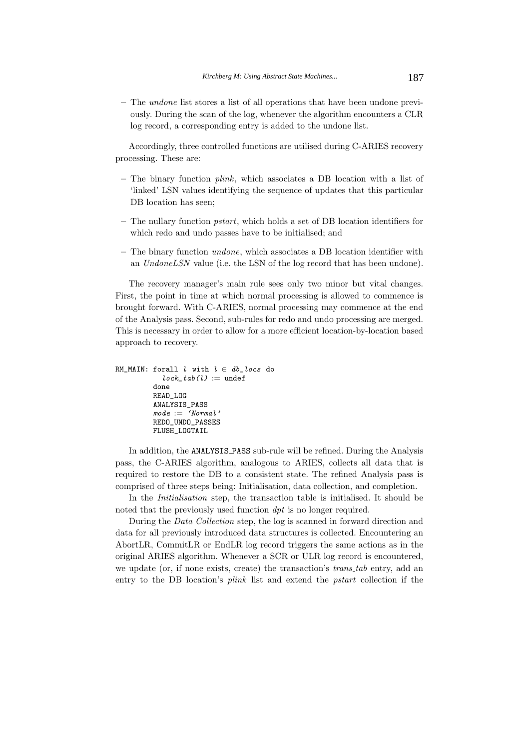– The *undone* list stores a list of all operations that have been undone previously. During the scan of the log, whenever the algorithm encounters a CLR log record, a corresponding entry is added to the undone list.

Accordingly, three controlled functions are utilised during C-ARIES recovery processing. These are:

– The binary function *plink*, which associates a DB location with a list of 'linked' LSN values identifying the sequence of updates that this particular DB location has seen;

– The nullary function *pstart*, which holds a set of DB location identifiers for which redo and undo passes have to be initialised; and

– The binary function *undone*, which associates a DB location identifier with an *UndoneLSN* value (i.e. the LSN of the log record that has been undone).

The recovery manager's main rule sees only two minor but vital changes. First, the point in time at which normal processing is allowed to commence is brought forward. With C-ARIES, normal processing may commence at the end of the Analysis pass. Second, sub-rules for redo and undo processing are merged. This is necessary in order to allow for a more efficient location-by-location based approach to recovery.

```
RM_MAIN: forall l with l ∈ db_locs do
             lock_tab(l) := undef
         done
         READ_LOG
         ANALYSIS_PASS
         mode := 'Normal'
         REDO_UNDO_PASSES
         FLUSH_LOGTAIL
```

In addition, the ANALYSIS_PASS sub-rule will be refined. During the Analysis pass, the C-ARIES algorithm, analogous to ARIES, collects all data that is required to restore the DB to a consistent state. The refined Analysis pass is comprised of three steps being: Initialisation, data collection, and completion.

In the *Initialisation* step, the transaction table is initialised. It should be noted that the previously used function *dpt* is no longer required.

During the *Data Collection* step, the log is scanned in forward direction and data for all previously introduced data structures is collected. Encountering an AbortLR, CommitLR or EndLR log record triggers the same actions as in the original ARIES algorithm. Whenever a SCR or ULR log record is encountered, we update (or, if none exists, create) the transaction's *trans_tab* entry, add an entry to the DB location's *plink* list and extend the *pstart* collection if the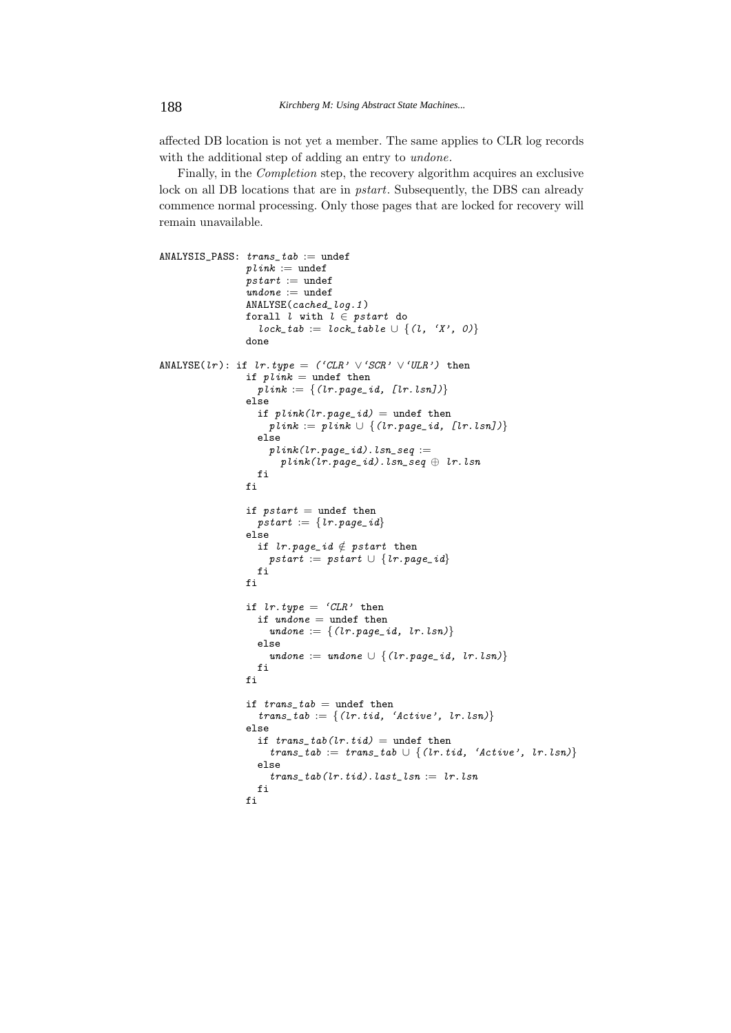affected DB location is not yet a member. The same applies to CLR log records with the additional step of adding an entry to *undone*.

Finally, in the *Completion* step, the recovery algorithm acquires an exclusive lock on all DB locations that are in *pstart*. Subsequently, the DBS can already commence normal processing. Only those pages that are locked for recovery will remain unavailable.

```
ANALYSIS_PASS: trans_tab := undef
               plink := undef
               pstart := undef
               undone := undef
               ANALYSE(cached_log.1)
               forall l with l ∈ pstart do
                 lock_tab := lock_table ∪ {(l, 'X', 0)}
               done

ANALYSE(lr): if lr.type = ('CLR' ∨ 'SCR' ∨ 'ULR') then
               if plink = undef then
                 plink := {(lr.page_id, [lr.lsn])}
               else
                 if plink(lr.page_id) = undef then
                   plink := plink ∪ {(lr.page_id, [lr.lsn])}
                 else
                   plink(lr.page_id).lsn_seq :=
                     plink(lr.page_id).lsn_seq ⊕ lr.lsn
                 fi
               fi

               if pstart = undef then
                 pstart := {lr.page_id}
               else
                 if lr.page_id ∉ pstart then
                   pstart := pstart ∪ {lr.page_id}
                 fi
               fi

               if lr.type = 'CLR' then
                 if undone = undef then
                   undone := {(lr.page_id, lr.lsn)}
                 else
                   undone := undone ∪ {(lr.page_id, lr.lsn)}
                 fi
               fi

               if trans_tab = undef then
                 trans_tab := {(lr.tid, 'Active', lr.lsn)}
               else
                 if trans_tab(lr.tid) = undef then
                   trans_tab := trans_tab ∪ {(lr.tid, 'Active', lr.lsn)}
                 else
                   trans_tab(lr.tid).last_lsn := lr.lsn
                 fi
               fi
```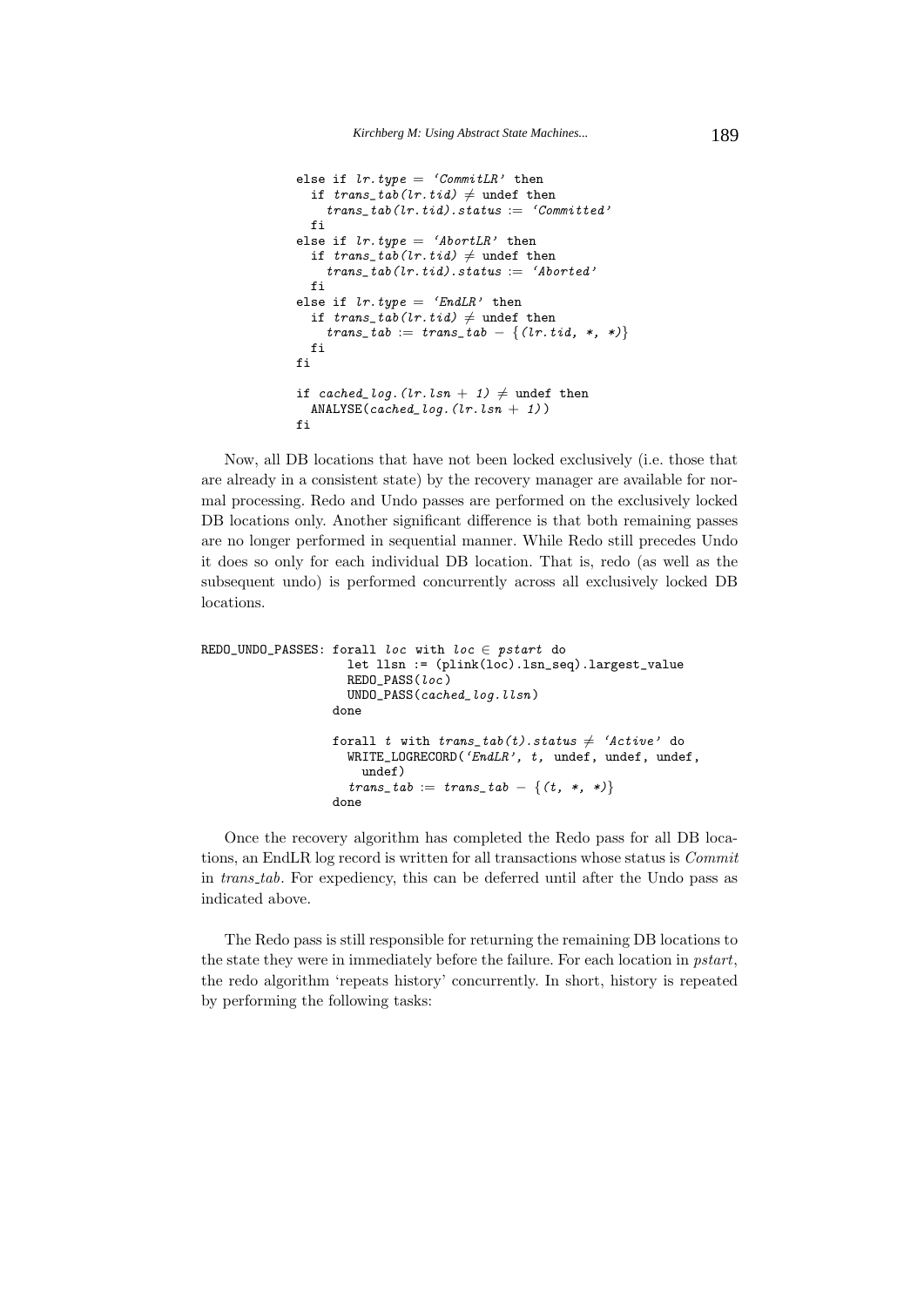```
else if lr.type = 'CommitLR' then
  if trans_tab(lr.tid) ≠ undef then
    trans_tab(lr.tid).status := 'Committed'
  fi
else if lr.type = 'AbortLR' then
  if trans_tab(lr.tid) ≠ undef then
    trans_tab(lr.tid).status := 'Aborted'
  fi
else if lr.type = 'EndLR' then
  if trans_tab(lr.tid) ≠ undef then
    trans_tab := trans_tab − {(lr.tid, *, *)}
  fi
fi

if cached_log.(lr.lsn + 1) ≠ undef then
  ANALYSE(cached_log.(lr.lsn + 1))
fi
```

Now, all DB locations that have not been locked exclusively (i.e. those that are already in a consistent state) by the recovery manager are available for normal processing. Redo and Undo passes are performed on the exclusively locked DB locations only. Another significant difference is that both remaining passes are no longer performed in sequential manner. While Redo still precedes Undo it does so only for each individual DB location. That is, redo (as well as the subsequent undo) is performed concurrently across all exclusively locked DB locations.

```
REDO_UNDO_PASSES: forall loc with loc ∈ pstart do
                    let llsn := (plink(loc).lsn_seq).largest_value
                    REDO_PASS(loc)
                    UNDO_PASS(cached_log.llsn)
                  done

                  forall t with trans_tab(t).status ≠ 'Active' do
                    WRITE_LOGRECORD('EndLR', t, undef, undef, undef,
                      undef)
                    trans_tab := trans_tab − {(t, *, *)}
                  done
```

Once the recovery algorithm has completed the Redo pass for all DB locations, an EndLR log record is written for all transactions whose status is *Commit* in *trans_tab*. For expediency, this can be deferred until after the Undo pass as indicated above.

The Redo pass is still responsible for returning the remaining DB locations to the state they were in immediately before the failure. For each location in *pstart*, the redo algorithm 'repeats history' concurrently. In short, history is repeated by performing the following tasks: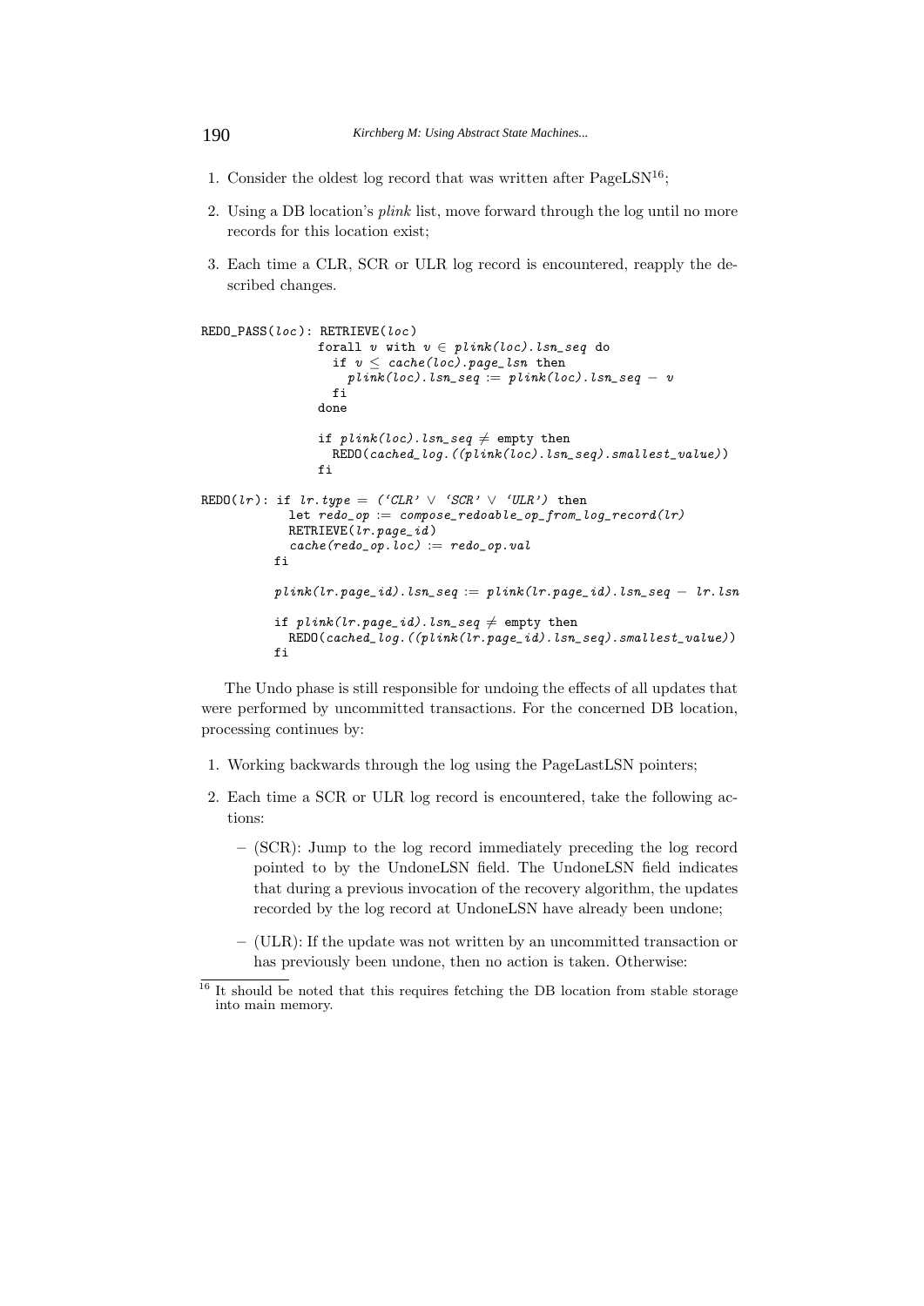1. Consider the oldest log record that was written after PageLSN[16];
2. Using a DB location's *plink* list, move forward through the log until no more records for this location exist;
3. Each time a CLR, SCR or ULR log record is encountered, reapply the described changes.

```
REDO_PASS(loc): RETRIEVE(loc)
                forall v with v ∈ plink(loc).lsn_seq do
                  if v ≤ cache(loc).page_lsn then
                    plink(loc).lsn_seq := plink(loc).lsn_seq − v
                  fi
                done

                if plink(loc).lsn_seq ≠ empty then
                  REDO(cached_log.((plink(loc).lsn_seq).smallest_value))
                fi

REDO(lr): if lr.type = ('CLR' ∨ 'SCR' ∨ 'ULR') then
            let redo_op := compose_redoable_op_from_log_record(lr)
            RETRIEVE(lr.page_id)
            cache(redo_op.loc) := redo_op.val
          fi

          plink(lr.page_id).lsn_seq := plink(lr.page_id).lsn_seq − lr.lsn

          if plink(lr.page_id).lsn_seq ≠ empty then
            REDO(cached_log.((plink(lr.page_id).lsn_seq).smallest_value))
          fi
```

The Undo phase is still responsible for undoing the effects of all updates that were performed by uncommitted transactions. For the concerned DB location, processing continues by:

1. Working backwards through the log using the PageLastLSN pointers;
2. Each time a SCR or ULR log record is encountered, take the following actions:
   - (SCR): Jump to the log record immediately preceding the log record pointed to by the UndoneLSN field. The UndoneLSN field indicates that during a previous invocation of the recovery algorithm, the updates recorded by the log record at UndoneLSN have already been undone;
   - (ULR): If the update was not written by an uncommitted transaction or has previously been undone, then no action is taken. Otherwise:

[16] It should be noted that this requires fetching the DB location from stable storage into main memory.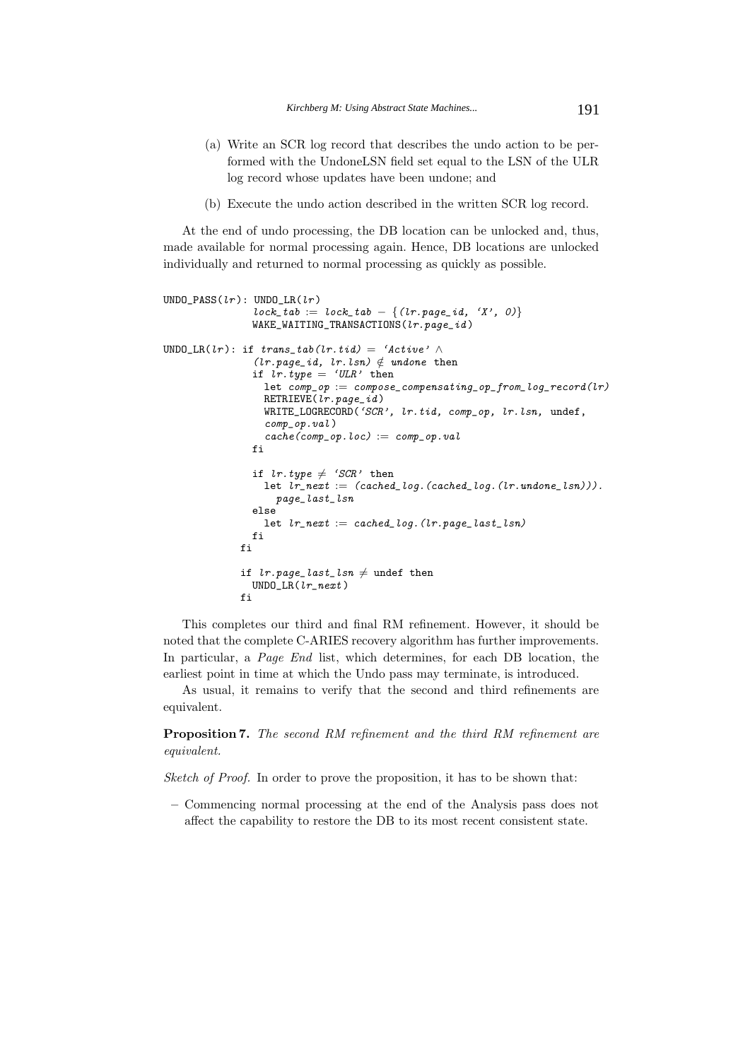(a) Write an SCR log record that describes the undo action to be performed with the UndoneLSN field set equal to the LSN of the ULR log record whose updates have been undone; and

(b) Execute the undo action described in the written SCR log record.

At the end of undo processing, the DB location can be unlocked and, thus, made available for normal processing again. Hence, DB locations are unlocked individually and returned to normal processing as quickly as possible.

```
UNDO_PASS(lr): UNDO_LR(lr)
               lock_tab := lock_tab − {(lr.page_id, 'X', 0)}
               WAKE_WAITING_TRANSACTIONS(lr.page_id)

UNDO_LR(lr): if trans_tab(lr.tid) = 'Active' ∧
               (lr.page_id, lr.lsn) ∉ undone then
               if lr.type = 'ULR' then
                 let comp_op := compose_compensating_op_from_log_record(lr)
                 RETRIEVE(lr.page_id)
                 WRITE_LOGRECORD('SCR', lr.tid, comp_op, lr.lsn, undef,
                 comp_op.val)
                 cache(comp_op.loc) := comp_op.val
               fi

               if lr.type ≠ 'SCR' then
                 let lr_next := (cached_log.(cached_log.(lr.undone_lsn))).
                   page_last_lsn
               else
                 let lr_next := cached_log.(lr.page_last_lsn)
               fi
             fi

             if lr.page_last_lsn ≠ undef then
               UNDO_LR(lr_next)
             fi
```

This completes our third and final RM refinement. However, it should be noted that the complete C-ARIES recovery algorithm has further improvements. In particular, a *Page End* list, which determines, for each DB location, the earliest point in time at which the Undo pass may terminate, is introduced.

As usual, it remains to verify that the second and third refinements are equivalent.

**Proposition 7.** *The second RM refinement and the third RM refinement are equivalent.*

*Sketch of Proof.* In order to prove the proposition, it has to be shown that:

– Commencing normal processing at the end of the Analysis pass does not affect the capability to restore the DB to its most recent consistent state.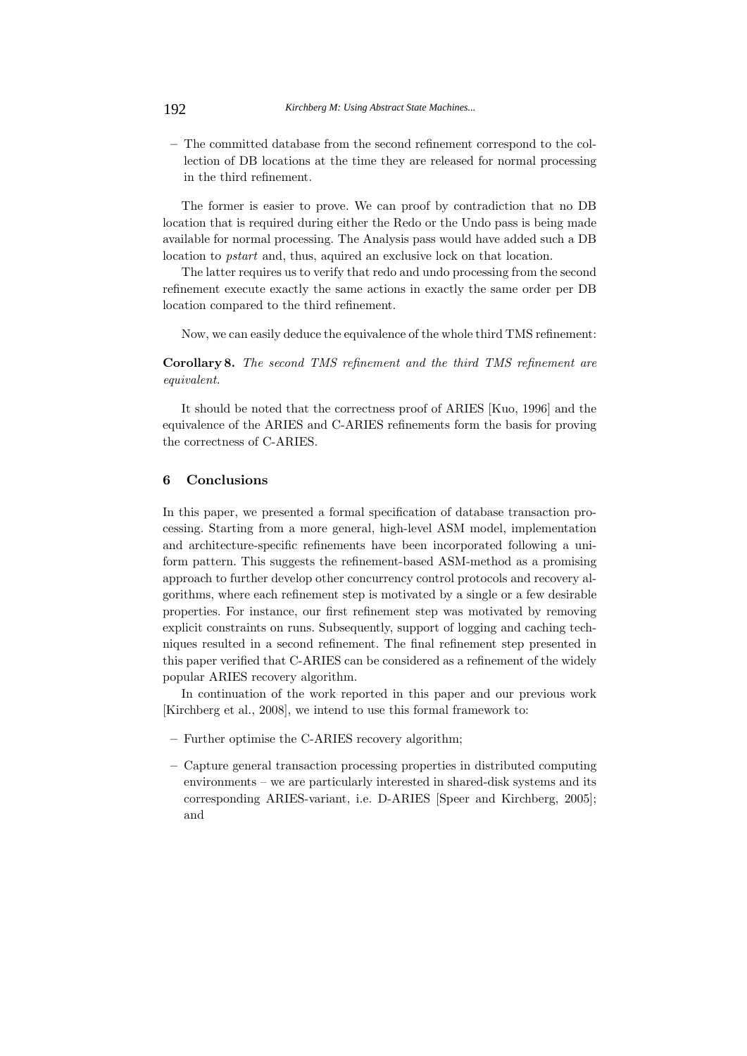– The committed database from the second refinement correspond to the collection of DB locations at the time they are released for normal processing in the third refinement.

The former is easier to prove. We can proof by contradiction that no DB location that is required during either the Redo or the Undo pass is being made available for normal processing. The Analysis pass would have added such a DB location to *pstart* and, thus, aquired an exclusive lock on that location.

The latter requires us to verify that redo and undo processing from the second refinement execute exactly the same actions in exactly the same order per DB location compared to the third refinement.

Now, we can easily deduce the equivalence of the whole third TMS refinement:

**Corollary 8.** *The second TMS refinement and the third TMS refinement are equivalent.*

It should be noted that the correctness proof of ARIES [Kuo, 1996] and the equivalence of the ARIES and C-ARIES refinements form the basis for proving the correctness of C-ARIES.

## 6 Conclusions

In this paper, we presented a formal specification of database transaction processing. Starting from a more general, high-level ASM model, implementation and architecture-specific refinements have been incorporated following a uniform pattern. This suggests the refinement-based ASM-method as a promising approach to further develop other concurrency control protocols and recovery algorithms, where each refinement step is motivated by a single or a few desirable properties. For instance, our first refinement step was motivated by removing explicit constraints on runs. Subsequently, support of logging and caching techniques resulted in a second refinement. The final refinement step presented in this paper verified that C-ARIES can be considered as a refinement of the widely popular ARIES recovery algorithm.

In continuation of the work reported in this paper and our previous work [Kirchberg et al., 2008], we intend to use this formal framework to:

– Further optimise the C-ARIES recovery algorithm;

– Capture general transaction processing properties in distributed computing environments – we are particularly interested in shared-disk systems and its corresponding ARIES-variant, i.e. D-ARIES [Speer and Kirchberg, 2005]; and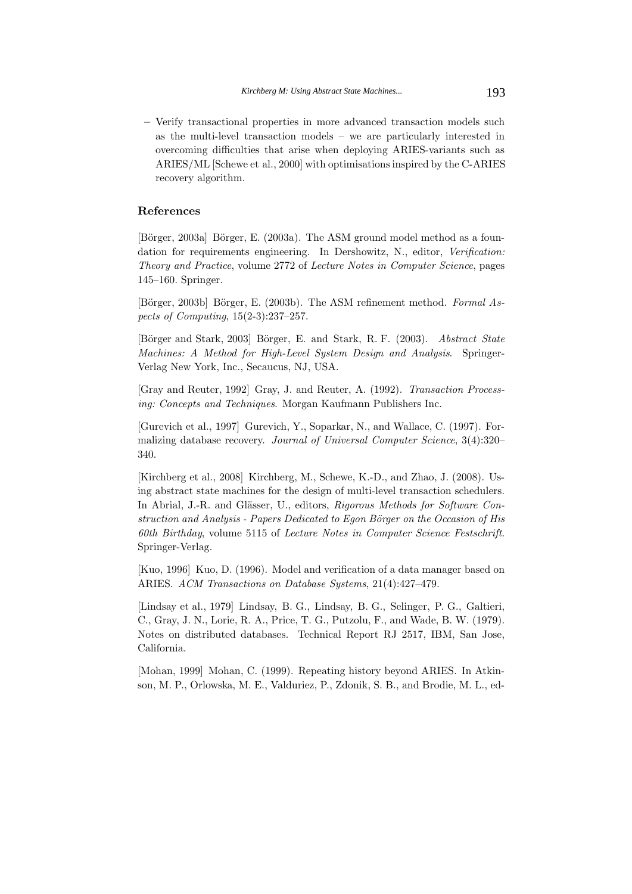– Verify transactional properties in more advanced transaction models such as the multi-level transaction models – we are particularly interested in overcoming difficulties that arise when deploying ARIES-variants such as ARIES/ML [Schewe et al., 2000] with optimisations inspired by the C-ARIES recovery algorithm.

## References

[Börger, 2003a] Börger, E. (2003a). The ASM ground model method as a foundation for requirements engineering. In Dershowitz, N., editor, *Verification: Theory and Practice*, volume 2772 of *Lecture Notes in Computer Science*, pages 145–160. Springer.

[Börger, 2003b] Börger, E. (2003b). The ASM refinement method. *Formal Aspects of Computing*, 15(2-3):237–257.

[Börger and Stark, 2003] Börger, E. and Stark, R. F. (2003). *Abstract State Machines: A Method for High-Level System Design and Analysis*. Springer-Verlag New York, Inc., Secaucus, NJ, USA.

[Gray and Reuter, 1992] Gray, J. and Reuter, A. (1992). *Transaction Processing: Concepts and Techniques*. Morgan Kaufmann Publishers Inc.

[Gurevich et al., 1997] Gurevich, Y., Soparkar, N., and Wallace, C. (1997). Formalizing database recovery. *Journal of Universal Computer Science*, 3(4):320–340.

[Kirchberg et al., 2008] Kirchberg, M., Schewe, K.-D., and Zhao, J. (2008). Using abstract state machines for the design of multi-level transaction schedulers. In Abrial, J.-R. and Glässer, U., editors, *Rigorous Methods for Software Construction and Analysis - Papers Dedicated to Egon Börger on the Occasion of His 60th Birthday*, volume 5115 of *Lecture Notes in Computer Science Festschrift*. Springer-Verlag.

[Kuo, 1996] Kuo, D. (1996). Model and verification of a data manager based on ARIES. *ACM Transactions on Database Systems*, 21(4):427–479.

[Lindsay et al., 1979] Lindsay, B. G., Lindsay, B. G., Selinger, P. G., Galtieri, C., Gray, J. N., Lorie, R. A., Price, T. G., Putzolu, F., and Wade, B. W. (1979). Notes on distributed databases. Technical Report RJ 2517, IBM, San Jose, California.

[Mohan, 1999] Mohan, C. (1999). Repeating history beyond ARIES. In Atkinson, M. P., Orlowska, M. E., Valduriez, P., Zdonik, S. B., and Brodie, M. L., ed-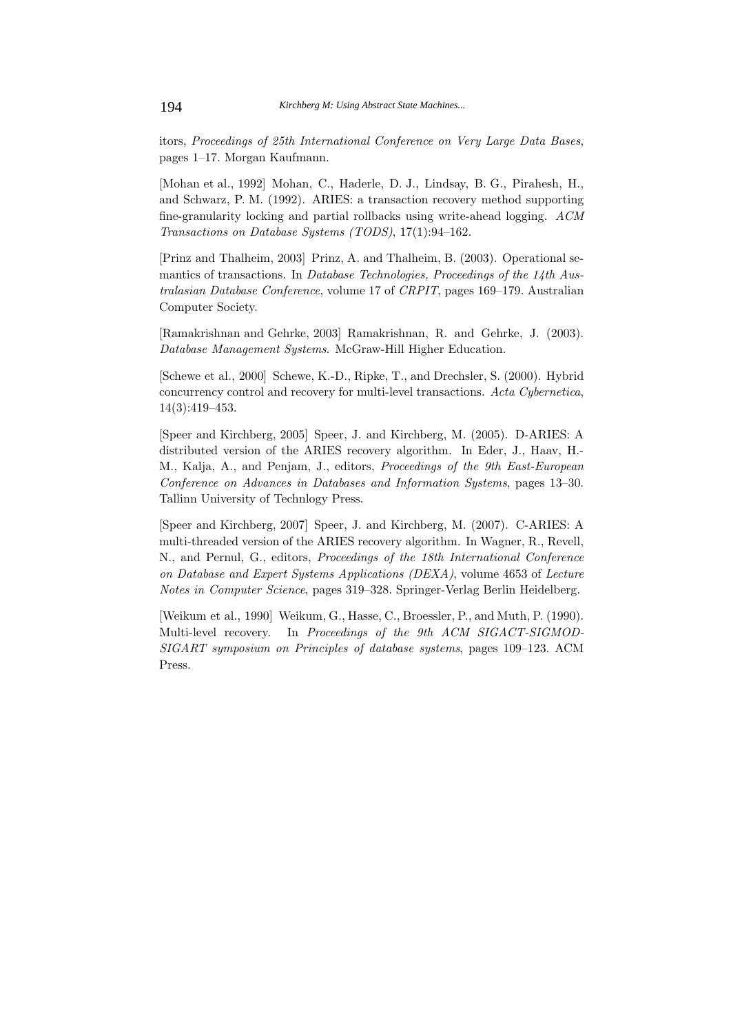itors, *Proceedings of 25th International Conference on Very Large Data Bases*, pages 1–17. Morgan Kaufmann.

[Mohan et al., 1992] Mohan, C., Haderle, D. J., Lindsay, B. G., Pirahesh, H., and Schwarz, P. M. (1992). ARIES: a transaction recovery method supporting fine-granularity locking and partial rollbacks using write-ahead logging. *ACM Transactions on Database Systems (TODS)*, 17(1):94–162.

[Prinz and Thalheim, 2003] Prinz, A. and Thalheim, B. (2003). Operational semantics of transactions. In *Database Technologies, Proceedings of the 14th Australasian Database Conference*, volume 17 of *CRPIT*, pages 169–179. Australian Computer Society.

[Ramakrishnan and Gehrke, 2003] Ramakrishnan, R. and Gehrke, J. (2003). *Database Management Systems*. McGraw-Hill Higher Education.

[Schewe et al., 2000] Schewe, K.-D., Ripke, T., and Drechsler, S. (2000). Hybrid concurrency control and recovery for multi-level transactions. *Acta Cybernetica*, 14(3):419–453.

[Speer and Kirchberg, 2005] Speer, J. and Kirchberg, M. (2005). D-ARIES: A distributed version of the ARIES recovery algorithm. In Eder, J., Haav, H.-M., Kalja, A., and Penjam, J., editors, *Proceedings of the 9th East-European Conference on Advances in Databases and Information Systems*, pages 13–30. Tallinn University of Technlogy Press.

[Speer and Kirchberg, 2007] Speer, J. and Kirchberg, M. (2007). C-ARIES: A multi-threaded version of the ARIES recovery algorithm. In Wagner, R., Revell, N., and Pernul, G., editors, *Proceedings of the 18th International Conference on Database and Expert Systems Applications (DEXA)*, volume 4653 of *Lecture Notes in Computer Science*, pages 319–328. Springer-Verlag Berlin Heidelberg.

[Weikum et al., 1990] Weikum, G., Hasse, C., Broessler, P., and Muth, P. (1990). Multi-level recovery. In *Proceedings of the 9th ACM SIGACT-SIGMOD-SIGART symposium on Principles of database systems*, pages 109–123. ACM Press.